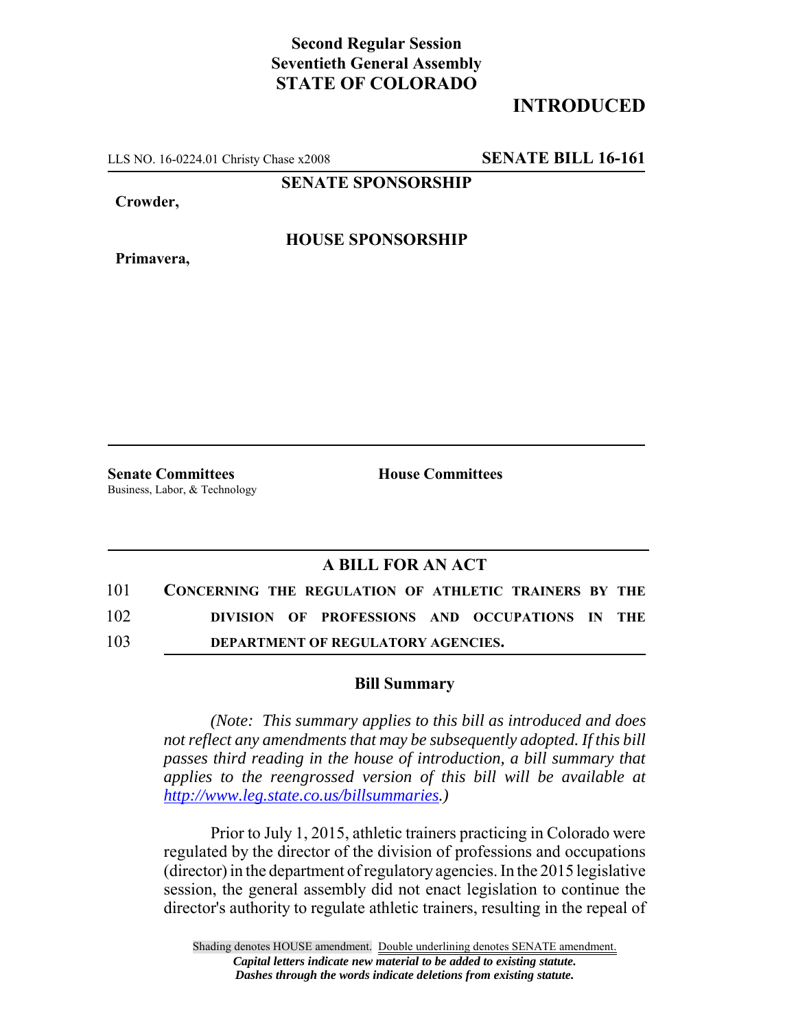**Second Regular Session**
**Seventieth General Assembly**
**STATE OF COLORADO**

## INTRODUCED

LLS NO. 16-0224.01 Christy Chase x2008 **SENATE BILL 16-161**

**SENATE SPONSORSHIP**

**Crowder,**

**HOUSE SPONSORSHIP**

**Primavera,**

**Senate Committees**
Business, Labor, & Technology

**House Committees**

### A BILL FOR AN ACT

101 **CONCERNING THE REGULATION OF ATHLETIC TRAINERS BY THE**
102 **DIVISION OF PROFESSIONS AND OCCUPATIONS IN THE**
103 **DEPARTMENT OF REGULATORY AGENCIES.**

### Bill Summary

*(Note: This summary applies to this bill as introduced and does not reflect any amendments that may be subsequently adopted. If this bill passes third reading in the house of introduction, a bill summary that applies to the reengrossed version of this bill will be available at http://www.leg.state.co.us/billsummaries.)*

Prior to July 1, 2015, athletic trainers practicing in Colorado were regulated by the director of the division of professions and occupations (director) in the department of regulatory agencies. In the 2015 legislative session, the general assembly did not enact legislation to continue the director's authority to regulate athletic trainers, resulting in the repeal of

Shading denotes HOUSE amendment. Double underlining denotes SENATE amendment.
*Capital letters indicate new material to be added to existing statute.*
*Dashes through the words indicate deletions from existing statute.*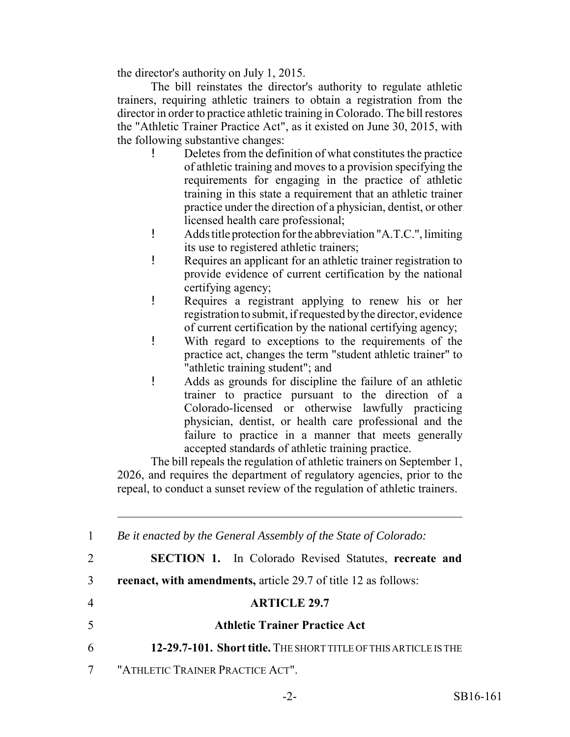the director's authority on July 1, 2015.

The bill reinstates the director's authority to regulate athletic trainers, requiring athletic trainers to obtain a registration from the director in order to practice athletic training in Colorado. The bill restores the "Athletic Trainer Practice Act", as it existed on June 30, 2015, with the following substantive changes:

- Deletes from the definition of what constitutes the practice of athletic training and moves to a provision specifying the requirements for engaging in the practice of athletic training in this state a requirement that an athletic trainer practice under the direction of a physician, dentist, or other licensed health care professional;
- Adds title protection for the abbreviation "A.T.C.", limiting its use to registered athletic trainers;
- Requires an applicant for an athletic trainer registration to provide evidence of current certification by the national certifying agency;
- Requires a registrant applying to renew his or her registration to submit, if requested by the director, evidence of current certification by the national certifying agency;
- With regard to exceptions to the requirements of the practice act, changes the term "student athletic trainer" to "athletic training student"; and
- Adds as grounds for discipline the failure of an athletic trainer to practice pursuant to the direction of a Colorado-licensed or otherwise lawfully practicing physician, dentist, or health care professional and the failure to practice in a manner that meets generally accepted standards of athletic training practice.

The bill repeals the regulation of athletic trainers on September 1, 2026, and requires the department of regulatory agencies, prior to the repeal, to conduct a sunset review of the regulation of athletic trainers.

---

1 *Be it enacted by the General Assembly of the State of Colorado:*

2 **SECTION 1.** In Colorado Revised Statutes, **recreate and**

3 **reenact, with amendments,** article 29.7 of title 12 as follows:

4 **ARTICLE 29.7**

5 **Athletic Trainer Practice Act**

6 **12-29.7-101. Short title.** THE SHORT TITLE OF THIS ARTICLE IS THE

7 "ATHLETIC TRAINER PRACTICE ACT".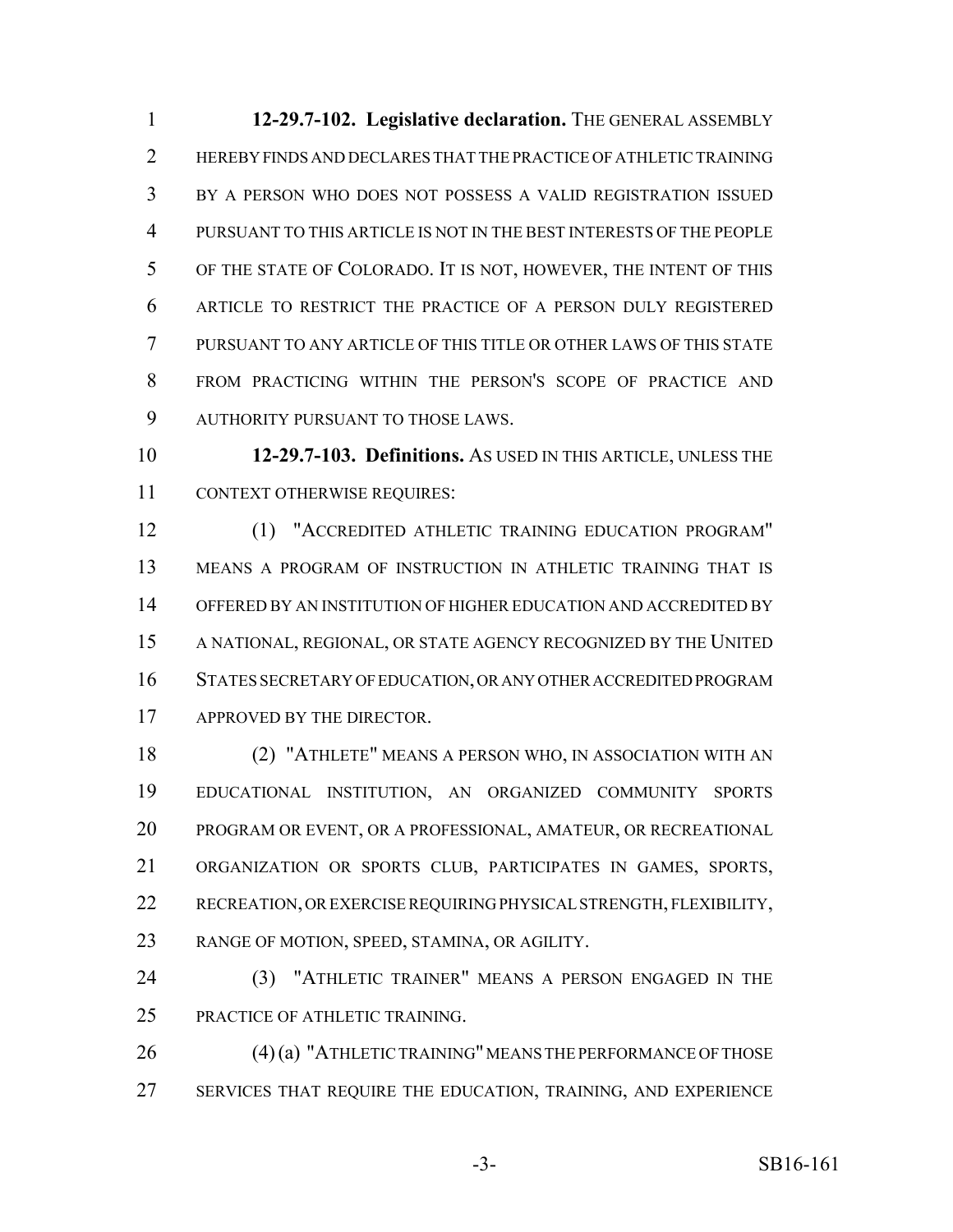**12-29.7-102. Legislative declaration.** THE GENERAL ASSEMBLY HEREBY FINDS AND DECLARES THAT THE PRACTICE OF ATHLETIC TRAINING BY A PERSON WHO DOES NOT POSSESS A VALID REGISTRATION ISSUED PURSUANT TO THIS ARTICLE IS NOT IN THE BEST INTERESTS OF THE PEOPLE OF THE STATE OF COLORADO. IT IS NOT, HOWEVER, THE INTENT OF THIS ARTICLE TO RESTRICT THE PRACTICE OF A PERSON DULY REGISTERED PURSUANT TO ANY ARTICLE OF THIS TITLE OR OTHER LAWS OF THIS STATE FROM PRACTICING WITHIN THE PERSON'S SCOPE OF PRACTICE AND AUTHORITY PURSUANT TO THOSE LAWS.

**12-29.7-103. Definitions.** AS USED IN THIS ARTICLE, UNLESS THE CONTEXT OTHERWISE REQUIRES:

(1) "ACCREDITED ATHLETIC TRAINING EDUCATION PROGRAM" MEANS A PROGRAM OF INSTRUCTION IN ATHLETIC TRAINING THAT IS OFFERED BY AN INSTITUTION OF HIGHER EDUCATION AND ACCREDITED BY A NATIONAL, REGIONAL, OR STATE AGENCY RECOGNIZED BY THE UNITED STATES SECRETARY OF EDUCATION, OR ANY OTHER ACCREDITED PROGRAM APPROVED BY THE DIRECTOR.

(2) "ATHLETE" MEANS A PERSON WHO, IN ASSOCIATION WITH AN EDUCATIONAL INSTITUTION, AN ORGANIZED COMMUNITY SPORTS PROGRAM OR EVENT, OR A PROFESSIONAL, AMATEUR, OR RECREATIONAL ORGANIZATION OR SPORTS CLUB, PARTICIPATES IN GAMES, SPORTS, RECREATION, OR EXERCISE REQUIRING PHYSICAL STRENGTH, FLEXIBILITY, RANGE OF MOTION, SPEED, STAMINA, OR AGILITY.

(3) "ATHLETIC TRAINER" MEANS A PERSON ENGAGED IN THE PRACTICE OF ATHLETIC TRAINING.

(4) (a) "ATHLETIC TRAINING" MEANS THE PERFORMANCE OF THOSE SERVICES THAT REQUIRE THE EDUCATION, TRAINING, AND EXPERIENCE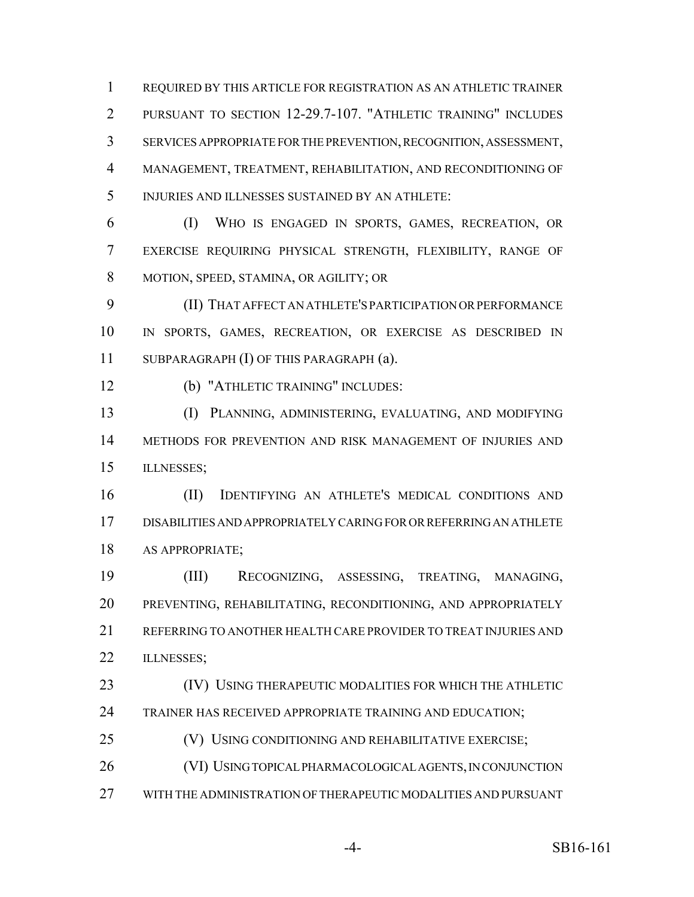REQUIRED BY THIS ARTICLE FOR REGISTRATION AS AN ATHLETIC TRAINER PURSUANT TO SECTION 12-29.7-107. "ATHLETIC TRAINING" INCLUDES SERVICES APPROPRIATE FOR THE PREVENTION, RECOGNITION, ASSESSMENT, MANAGEMENT, TREATMENT, REHABILITATION, AND RECONDITIONING OF INJURIES AND ILLNESSES SUSTAINED BY AN ATHLETE:

(I) WHO IS ENGAGED IN SPORTS, GAMES, RECREATION, OR EXERCISE REQUIRING PHYSICAL STRENGTH, FLEXIBILITY, RANGE OF MOTION, SPEED, STAMINA, OR AGILITY; OR

(II) THAT AFFECT AN ATHLETE'S PARTICIPATION OR PERFORMANCE IN SPORTS, GAMES, RECREATION, OR EXERCISE AS DESCRIBED IN SUBPARAGRAPH (I) OF THIS PARAGRAPH (a).

(b) "ATHLETIC TRAINING" INCLUDES:

(I) PLANNING, ADMINISTERING, EVALUATING, AND MODIFYING METHODS FOR PREVENTION AND RISK MANAGEMENT OF INJURIES AND ILLNESSES;

(II) IDENTIFYING AN ATHLETE'S MEDICAL CONDITIONS AND DISABILITIES AND APPROPRIATELY CARING FOR OR REFERRING AN ATHLETE AS APPROPRIATE;

(III) RECOGNIZING, ASSESSING, TREATING, MANAGING, PREVENTING, REHABILITATING, RECONDITIONING, AND APPROPRIATELY REFERRING TO ANOTHER HEALTH CARE PROVIDER TO TREAT INJURIES AND ILLNESSES;

(IV) USING THERAPEUTIC MODALITIES FOR WHICH THE ATHLETIC TRAINER HAS RECEIVED APPROPRIATE TRAINING AND EDUCATION;

(V) USING CONDITIONING AND REHABILITATIVE EXERCISE;

(VI) USING TOPICAL PHARMACOLOGICAL AGENTS, IN CONJUNCTION WITH THE ADMINISTRATION OF THERAPEUTIC MODALITIES AND PURSUANT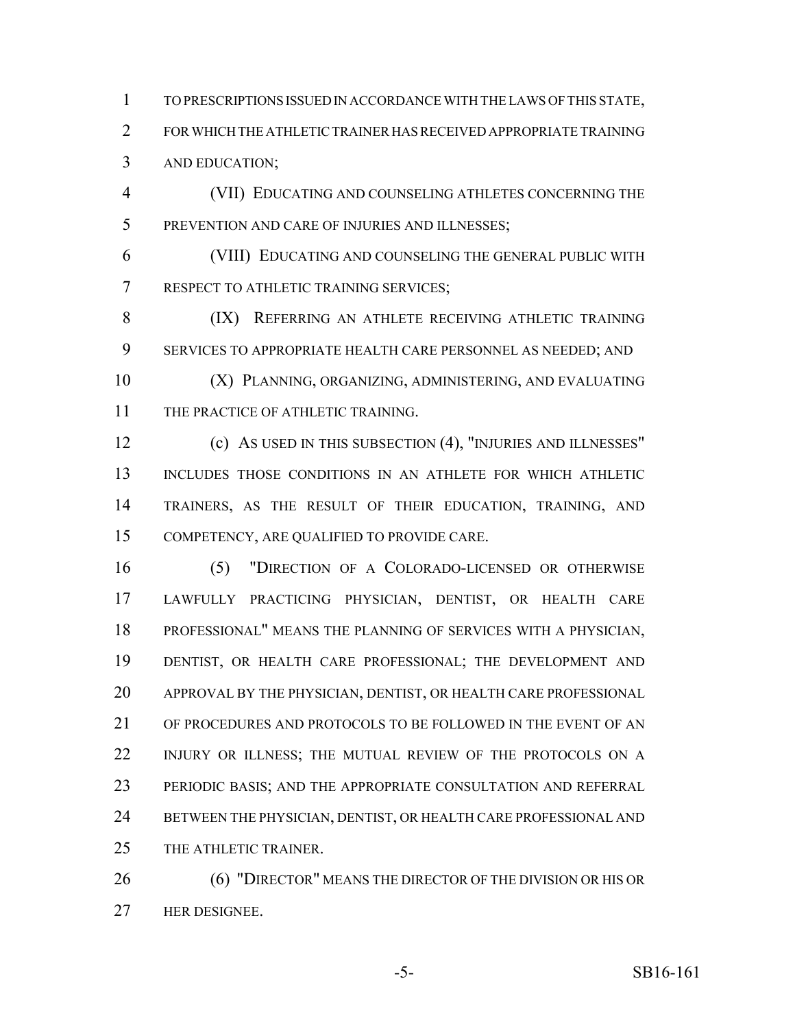TO PRESCRIPTIONS ISSUED IN ACCORDANCE WITH THE LAWS OF THIS STATE, FOR WHICH THE ATHLETIC TRAINER HAS RECEIVED APPROPRIATE TRAINING AND EDUCATION;

(VII) EDUCATING AND COUNSELING ATHLETES CONCERNING THE PREVENTION AND CARE OF INJURIES AND ILLNESSES;

(VIII) EDUCATING AND COUNSELING THE GENERAL PUBLIC WITH RESPECT TO ATHLETIC TRAINING SERVICES;

(IX) REFERRING AN ATHLETE RECEIVING ATHLETIC TRAINING SERVICES TO APPROPRIATE HEALTH CARE PERSONNEL AS NEEDED; AND

(X) PLANNING, ORGANIZING, ADMINISTERING, AND EVALUATING THE PRACTICE OF ATHLETIC TRAINING.

(c) AS USED IN THIS SUBSECTION (4), "INJURIES AND ILLNESSES" INCLUDES THOSE CONDITIONS IN AN ATHLETE FOR WHICH ATHLETIC TRAINERS, AS THE RESULT OF THEIR EDUCATION, TRAINING, AND COMPETENCY, ARE QUALIFIED TO PROVIDE CARE.

(5) "DIRECTION OF A COLORADO-LICENSED OR OTHERWISE LAWFULLY PRACTICING PHYSICIAN, DENTIST, OR HEALTH CARE PROFESSIONAL" MEANS THE PLANNING OF SERVICES WITH A PHYSICIAN, DENTIST, OR HEALTH CARE PROFESSIONAL; THE DEVELOPMENT AND APPROVAL BY THE PHYSICIAN, DENTIST, OR HEALTH CARE PROFESSIONAL OF PROCEDURES AND PROTOCOLS TO BE FOLLOWED IN THE EVENT OF AN INJURY OR ILLNESS; THE MUTUAL REVIEW OF THE PROTOCOLS ON A PERIODIC BASIS; AND THE APPROPRIATE CONSULTATION AND REFERRAL BETWEEN THE PHYSICIAN, DENTIST, OR HEALTH CARE PROFESSIONAL AND THE ATHLETIC TRAINER.

(6) "DIRECTOR" MEANS THE DIRECTOR OF THE DIVISION OR HIS OR HER DESIGNEE.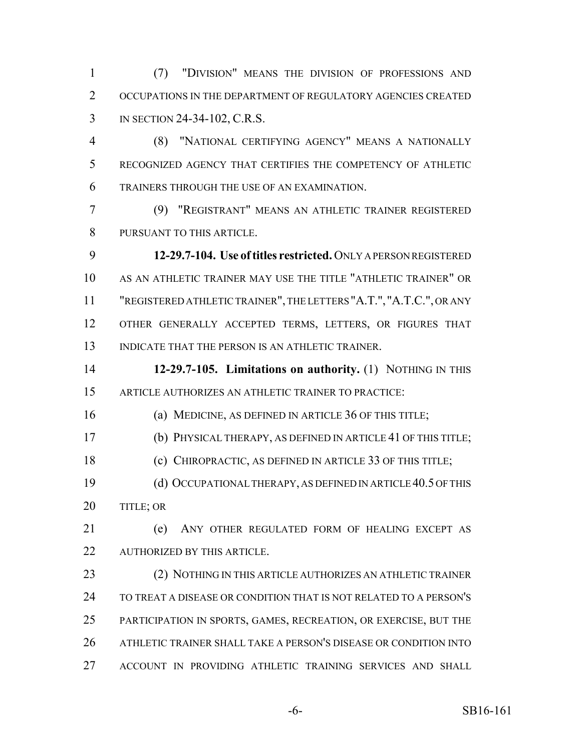(7) "DIVISION" MEANS THE DIVISION OF PROFESSIONS AND OCCUPATIONS IN THE DEPARTMENT OF REGULATORY AGENCIES CREATED IN SECTION 24-34-102, C.R.S.

(8) "NATIONAL CERTIFYING AGENCY" MEANS A NATIONALLY RECOGNIZED AGENCY THAT CERTIFIES THE COMPETENCY OF ATHLETIC TRAINERS THROUGH THE USE OF AN EXAMINATION.

(9) "REGISTRANT" MEANS AN ATHLETIC TRAINER REGISTERED PURSUANT TO THIS ARTICLE.

**12-29.7-104. Use of titles restricted.** ONLY A PERSON REGISTERED AS AN ATHLETIC TRAINER MAY USE THE TITLE "ATHLETIC TRAINER" OR "REGISTERED ATHLETIC TRAINER", THE LETTERS "A.T.", "A.T.C.", OR ANY OTHER GENERALLY ACCEPTED TERMS, LETTERS, OR FIGURES THAT INDICATE THAT THE PERSON IS AN ATHLETIC TRAINER.

**12-29.7-105. Limitations on authority.** (1) NOTHING IN THIS ARTICLE AUTHORIZES AN ATHLETIC TRAINER TO PRACTICE:

(a) MEDICINE, AS DEFINED IN ARTICLE 36 OF THIS TITLE;

(b) PHYSICAL THERAPY, AS DEFINED IN ARTICLE 41 OF THIS TITLE;

(c) CHIROPRACTIC, AS DEFINED IN ARTICLE 33 OF THIS TITLE;

(d) OCCUPATIONAL THERAPY, AS DEFINED IN ARTICLE 40.5 OF THIS TITLE; OR

(e) ANY OTHER REGULATED FORM OF HEALING EXCEPT AS AUTHORIZED BY THIS ARTICLE.

(2) NOTHING IN THIS ARTICLE AUTHORIZES AN ATHLETIC TRAINER TO TREAT A DISEASE OR CONDITION THAT IS NOT RELATED TO A PERSON'S PARTICIPATION IN SPORTS, GAMES, RECREATION, OR EXERCISE, BUT THE ATHLETIC TRAINER SHALL TAKE A PERSON'S DISEASE OR CONDITION INTO ACCOUNT IN PROVIDING ATHLETIC TRAINING SERVICES AND SHALL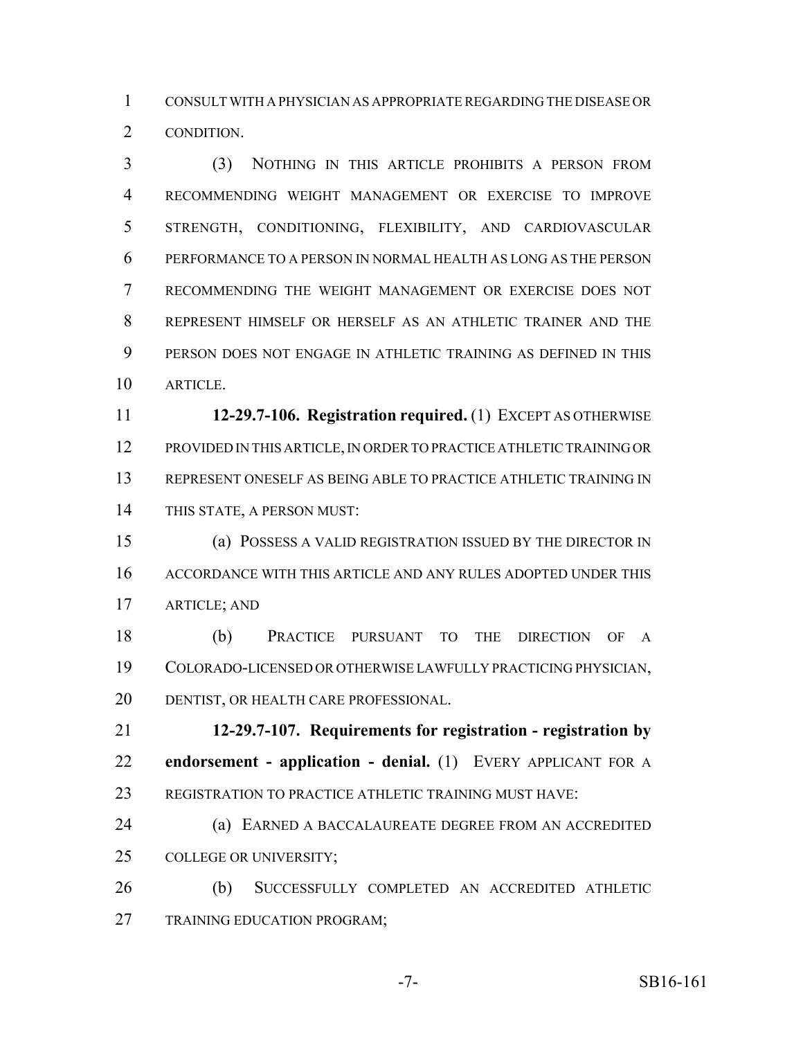CONSULT WITH A PHYSICIAN AS APPROPRIATE REGARDING THE DISEASE OR CONDITION.

(3) NOTHING IN THIS ARTICLE PROHIBITS A PERSON FROM RECOMMENDING WEIGHT MANAGEMENT OR EXERCISE TO IMPROVE STRENGTH, CONDITIONING, FLEXIBILITY, AND CARDIOVASCULAR PERFORMANCE TO A PERSON IN NORMAL HEALTH AS LONG AS THE PERSON RECOMMENDING THE WEIGHT MANAGEMENT OR EXERCISE DOES NOT REPRESENT HIMSELF OR HERSELF AS AN ATHLETIC TRAINER AND THE PERSON DOES NOT ENGAGE IN ATHLETIC TRAINING AS DEFINED IN THIS ARTICLE.

**12-29.7-106. Registration required.** (1) EXCEPT AS OTHERWISE PROVIDED IN THIS ARTICLE, IN ORDER TO PRACTICE ATHLETIC TRAINING OR REPRESENT ONESELF AS BEING ABLE TO PRACTICE ATHLETIC TRAINING IN THIS STATE, A PERSON MUST:

(a) POSSESS A VALID REGISTRATION ISSUED BY THE DIRECTOR IN ACCORDANCE WITH THIS ARTICLE AND ANY RULES ADOPTED UNDER THIS ARTICLE; AND

(b) PRACTICE PURSUANT TO THE DIRECTION OF A COLORADO-LICENSED OR OTHERWISE LAWFULLY PRACTICING PHYSICIAN, DENTIST, OR HEALTH CARE PROFESSIONAL.

**12-29.7-107. Requirements for registration - registration by endorsement - application - denial.** (1) EVERY APPLICANT FOR A REGISTRATION TO PRACTICE ATHLETIC TRAINING MUST HAVE:

(a) EARNED A BACCALAUREATE DEGREE FROM AN ACCREDITED COLLEGE OR UNIVERSITY;

(b) SUCCESSFULLY COMPLETED AN ACCREDITED ATHLETIC TRAINING EDUCATION PROGRAM;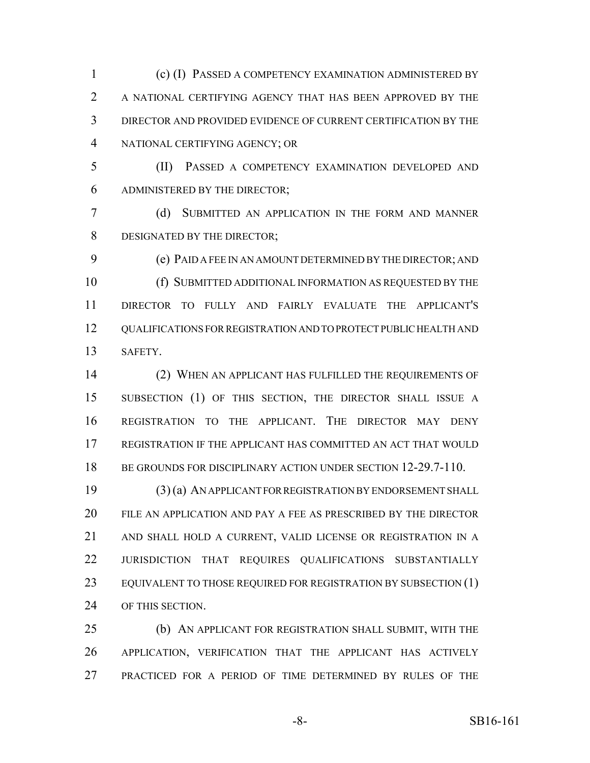(c) (I) PASSED A COMPETENCY EXAMINATION ADMINISTERED BY A NATIONAL CERTIFYING AGENCY THAT HAS BEEN APPROVED BY THE DIRECTOR AND PROVIDED EVIDENCE OF CURRENT CERTIFICATION BY THE NATIONAL CERTIFYING AGENCY; OR

(II) PASSED A COMPETENCY EXAMINATION DEVELOPED AND ADMINISTERED BY THE DIRECTOR;

(d) SUBMITTED AN APPLICATION IN THE FORM AND MANNER DESIGNATED BY THE DIRECTOR;

(e) PAID A FEE IN AN AMOUNT DETERMINED BY THE DIRECTOR; AND

(f) SUBMITTED ADDITIONAL INFORMATION AS REQUESTED BY THE DIRECTOR TO FULLY AND FAIRLY EVALUATE THE APPLICANT'S QUALIFICATIONS FOR REGISTRATION AND TO PROTECT PUBLIC HEALTH AND SAFETY.

(2) WHEN AN APPLICANT HAS FULFILLED THE REQUIREMENTS OF SUBSECTION (1) OF THIS SECTION, THE DIRECTOR SHALL ISSUE A REGISTRATION TO THE APPLICANT. THE DIRECTOR MAY DENY REGISTRATION IF THE APPLICANT HAS COMMITTED AN ACT THAT WOULD BE GROUNDS FOR DISCIPLINARY ACTION UNDER SECTION 12-29.7-110.

(3) (a) AN APPLICANT FOR REGISTRATION BY ENDORSEMENT SHALL FILE AN APPLICATION AND PAY A FEE AS PRESCRIBED BY THE DIRECTOR AND SHALL HOLD A CURRENT, VALID LICENSE OR REGISTRATION IN A JURISDICTION THAT REQUIRES QUALIFICATIONS SUBSTANTIALLY EQUIVALENT TO THOSE REQUIRED FOR REGISTRATION BY SUBSECTION (1) OF THIS SECTION.

(b) AN APPLICANT FOR REGISTRATION SHALL SUBMIT, WITH THE APPLICATION, VERIFICATION THAT THE APPLICANT HAS ACTIVELY PRACTICED FOR A PERIOD OF TIME DETERMINED BY RULES OF THE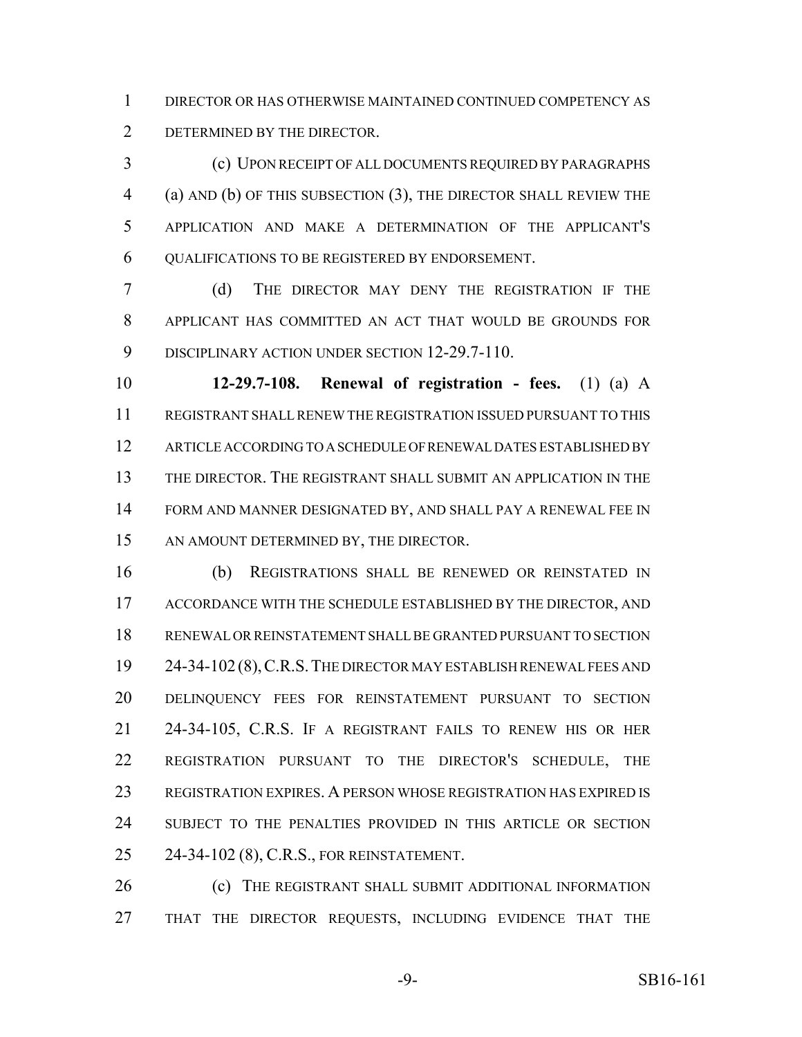DIRECTOR OR HAS OTHERWISE MAINTAINED CONTINUED COMPETENCY AS DETERMINED BY THE DIRECTOR.

(c) UPON RECEIPT OF ALL DOCUMENTS REQUIRED BY PARAGRAPHS (a) AND (b) OF THIS SUBSECTION (3), THE DIRECTOR SHALL REVIEW THE APPLICATION AND MAKE A DETERMINATION OF THE APPLICANT'S QUALIFICATIONS TO BE REGISTERED BY ENDORSEMENT.

(d) THE DIRECTOR MAY DENY THE REGISTRATION IF THE APPLICANT HAS COMMITTED AN ACT THAT WOULD BE GROUNDS FOR DISCIPLINARY ACTION UNDER SECTION 12-29.7-110.

**12-29.7-108. Renewal of registration - fees.** (1) (a) A REGISTRANT SHALL RENEW THE REGISTRATION ISSUED PURSUANT TO THIS ARTICLE ACCORDING TO A SCHEDULE OF RENEWAL DATES ESTABLISHED BY THE DIRECTOR. THE REGISTRANT SHALL SUBMIT AN APPLICATION IN THE FORM AND MANNER DESIGNATED BY, AND SHALL PAY A RENEWAL FEE IN AN AMOUNT DETERMINED BY, THE DIRECTOR.

(b) REGISTRATIONS SHALL BE RENEWED OR REINSTATED IN ACCORDANCE WITH THE SCHEDULE ESTABLISHED BY THE DIRECTOR, AND RENEWAL OR REINSTATEMENT SHALL BE GRANTED PURSUANT TO SECTION 24-34-102 (8), C.R.S. THE DIRECTOR MAY ESTABLISH RENEWAL FEES AND DELINQUENCY FEES FOR REINSTATEMENT PURSUANT TO SECTION 24-34-105, C.R.S. IF A REGISTRANT FAILS TO RENEW HIS OR HER REGISTRATION PURSUANT TO THE DIRECTOR'S SCHEDULE, THE REGISTRATION EXPIRES. A PERSON WHOSE REGISTRATION HAS EXPIRED IS SUBJECT TO THE PENALTIES PROVIDED IN THIS ARTICLE OR SECTION 24-34-102 (8), C.R.S., FOR REINSTATEMENT.

(c) THE REGISTRANT SHALL SUBMIT ADDITIONAL INFORMATION THAT THE DIRECTOR REQUESTS, INCLUDING EVIDENCE THAT THE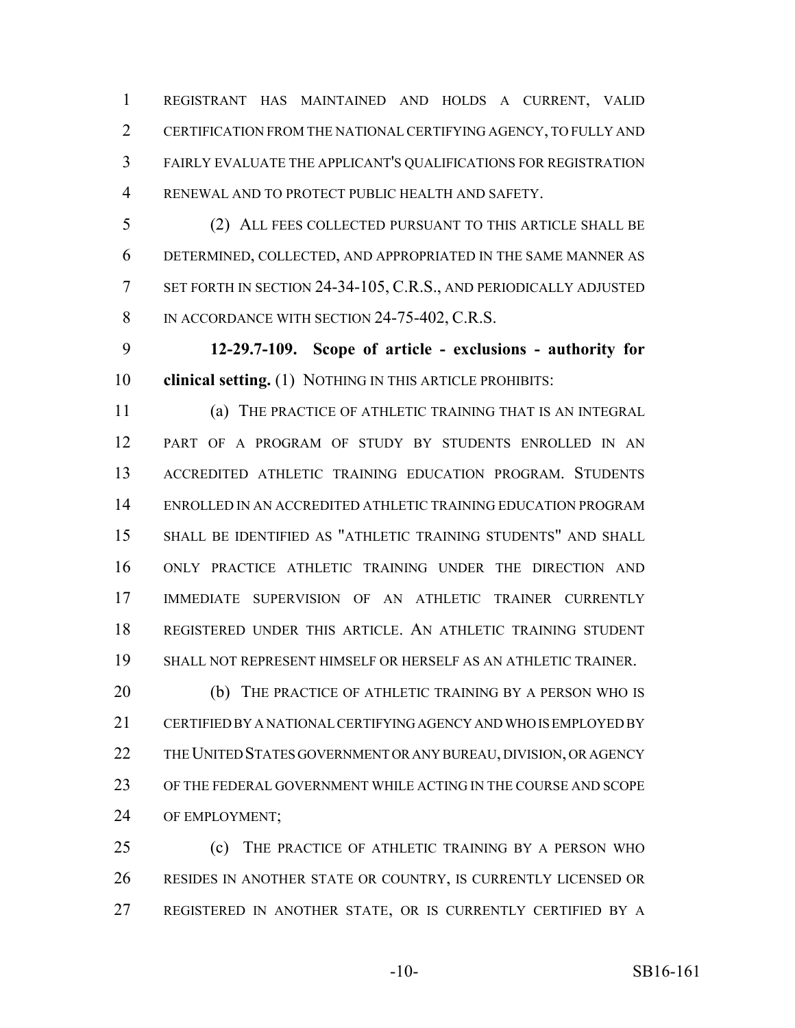REGISTRANT HAS MAINTAINED AND HOLDS A CURRENT, VALID CERTIFICATION FROM THE NATIONAL CERTIFYING AGENCY, TO FULLY AND FAIRLY EVALUATE THE APPLICANT'S QUALIFICATIONS FOR REGISTRATION RENEWAL AND TO PROTECT PUBLIC HEALTH AND SAFETY.

(2) ALL FEES COLLECTED PURSUANT TO THIS ARTICLE SHALL BE DETERMINED, COLLECTED, AND APPROPRIATED IN THE SAME MANNER AS SET FORTH IN SECTION 24-34-105, C.R.S., AND PERIODICALLY ADJUSTED IN ACCORDANCE WITH SECTION 24-75-402, C.R.S.

**12-29.7-109. Scope of article - exclusions - authority for clinical setting.** (1) NOTHING IN THIS ARTICLE PROHIBITS:

(a) THE PRACTICE OF ATHLETIC TRAINING THAT IS AN INTEGRAL PART OF A PROGRAM OF STUDY BY STUDENTS ENROLLED IN AN ACCREDITED ATHLETIC TRAINING EDUCATION PROGRAM. STUDENTS ENROLLED IN AN ACCREDITED ATHLETIC TRAINING EDUCATION PROGRAM SHALL BE IDENTIFIED AS "ATHLETIC TRAINING STUDENTS" AND SHALL ONLY PRACTICE ATHLETIC TRAINING UNDER THE DIRECTION AND IMMEDIATE SUPERVISION OF AN ATHLETIC TRAINER CURRENTLY REGISTERED UNDER THIS ARTICLE. AN ATHLETIC TRAINING STUDENT SHALL NOT REPRESENT HIMSELF OR HERSELF AS AN ATHLETIC TRAINER.

(b) THE PRACTICE OF ATHLETIC TRAINING BY A PERSON WHO IS CERTIFIED BY A NATIONAL CERTIFYING AGENCY AND WHO IS EMPLOYED BY THE UNITED STATES GOVERNMENT OR ANY BUREAU, DIVISION, OR AGENCY OF THE FEDERAL GOVERNMENT WHILE ACTING IN THE COURSE AND SCOPE OF EMPLOYMENT;

(c) THE PRACTICE OF ATHLETIC TRAINING BY A PERSON WHO RESIDES IN ANOTHER STATE OR COUNTRY, IS CURRENTLY LICENSED OR REGISTERED IN ANOTHER STATE, OR IS CURRENTLY CERTIFIED BY A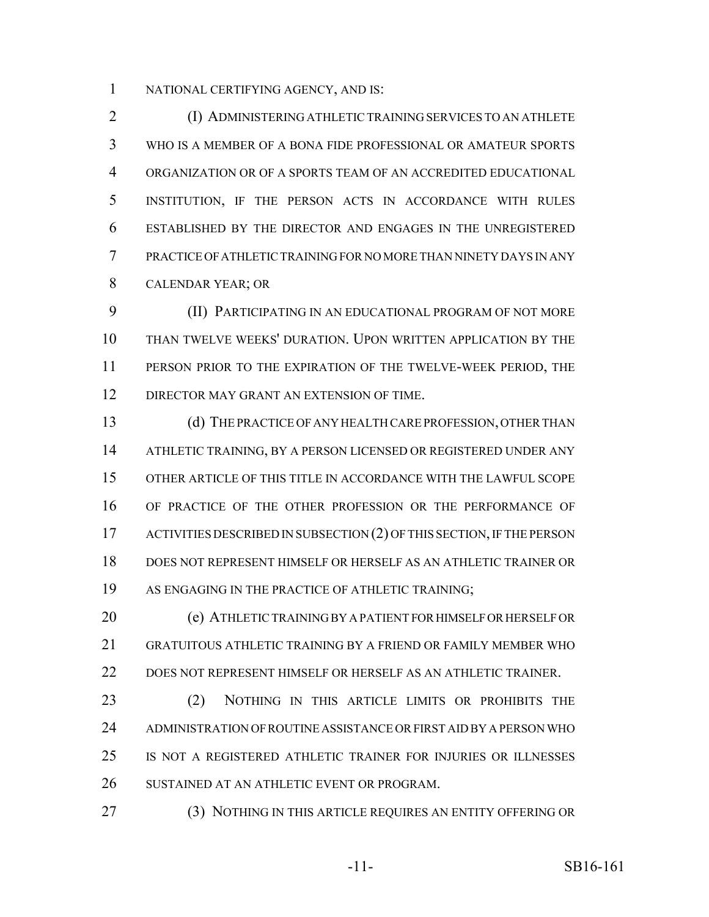NATIONAL CERTIFYING AGENCY, AND IS:

(I) ADMINISTERING ATHLETIC TRAINING SERVICES TO AN ATHLETE WHO IS A MEMBER OF A BONA FIDE PROFESSIONAL OR AMATEUR SPORTS ORGANIZATION OR OF A SPORTS TEAM OF AN ACCREDITED EDUCATIONAL INSTITUTION, IF THE PERSON ACTS IN ACCORDANCE WITH RULES ESTABLISHED BY THE DIRECTOR AND ENGAGES IN THE UNREGISTERED PRACTICE OF ATHLETIC TRAINING FOR NO MORE THAN NINETY DAYS IN ANY CALENDAR YEAR; OR

(II) PARTICIPATING IN AN EDUCATIONAL PROGRAM OF NOT MORE THAN TWELVE WEEKS' DURATION. UPON WRITTEN APPLICATION BY THE PERSON PRIOR TO THE EXPIRATION OF THE TWELVE-WEEK PERIOD, THE DIRECTOR MAY GRANT AN EXTENSION OF TIME.

(d) THE PRACTICE OF ANY HEALTH CARE PROFESSION, OTHER THAN ATHLETIC TRAINING, BY A PERSON LICENSED OR REGISTERED UNDER ANY OTHER ARTICLE OF THIS TITLE IN ACCORDANCE WITH THE LAWFUL SCOPE OF PRACTICE OF THE OTHER PROFESSION OR THE PERFORMANCE OF ACTIVITIES DESCRIBED IN SUBSECTION (2) OF THIS SECTION, IF THE PERSON DOES NOT REPRESENT HIMSELF OR HERSELF AS AN ATHLETIC TRAINER OR AS ENGAGING IN THE PRACTICE OF ATHLETIC TRAINING;

(e) ATHLETIC TRAINING BY A PATIENT FOR HIMSELF OR HERSELF OR GRATUITOUS ATHLETIC TRAINING BY A FRIEND OR FAMILY MEMBER WHO DOES NOT REPRESENT HIMSELF OR HERSELF AS AN ATHLETIC TRAINER.

(2) NOTHING IN THIS ARTICLE LIMITS OR PROHIBITS THE ADMINISTRATION OF ROUTINE ASSISTANCE OR FIRST AID BY A PERSON WHO IS NOT A REGISTERED ATHLETIC TRAINER FOR INJURIES OR ILLNESSES SUSTAINED AT AN ATHLETIC EVENT OR PROGRAM.

(3) NOTHING IN THIS ARTICLE REQUIRES AN ENTITY OFFERING OR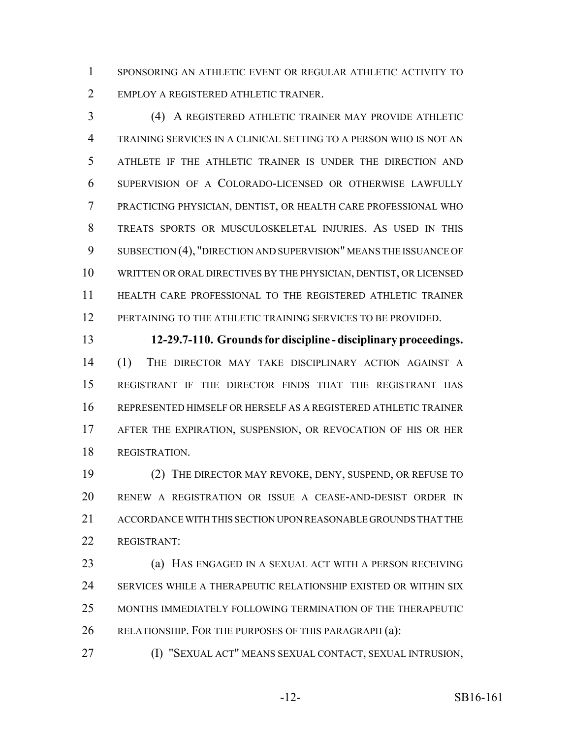SPONSORING AN ATHLETIC EVENT OR REGULAR ATHLETIC ACTIVITY TO EMPLOY A REGISTERED ATHLETIC TRAINER.

(4) A REGISTERED ATHLETIC TRAINER MAY PROVIDE ATHLETIC TRAINING SERVICES IN A CLINICAL SETTING TO A PERSON WHO IS NOT AN ATHLETE IF THE ATHLETIC TRAINER IS UNDER THE DIRECTION AND SUPERVISION OF A COLORADO-LICENSED OR OTHERWISE LAWFULLY PRACTICING PHYSICIAN, DENTIST, OR HEALTH CARE PROFESSIONAL WHO TREATS SPORTS OR MUSCULOSKELETAL INJURIES. AS USED IN THIS SUBSECTION (4), "DIRECTION AND SUPERVISION" MEANS THE ISSUANCE OF WRITTEN OR ORAL DIRECTIVES BY THE PHYSICIAN, DENTIST, OR LICENSED HEALTH CARE PROFESSIONAL TO THE REGISTERED ATHLETIC TRAINER PERTAINING TO THE ATHLETIC TRAINING SERVICES TO BE PROVIDED.

**12-29.7-110. Grounds for discipline - disciplinary proceedings.** (1) THE DIRECTOR MAY TAKE DISCIPLINARY ACTION AGAINST A REGISTRANT IF THE DIRECTOR FINDS THAT THE REGISTRANT HAS REPRESENTED HIMSELF OR HERSELF AS A REGISTERED ATHLETIC TRAINER AFTER THE EXPIRATION, SUSPENSION, OR REVOCATION OF HIS OR HER REGISTRATION.

(2) THE DIRECTOR MAY REVOKE, DENY, SUSPEND, OR REFUSE TO RENEW A REGISTRATION OR ISSUE A CEASE-AND-DESIST ORDER IN ACCORDANCE WITH THIS SECTION UPON REASONABLE GROUNDS THAT THE REGISTRANT:

(a) HAS ENGAGED IN A SEXUAL ACT WITH A PERSON RECEIVING SERVICES WHILE A THERAPEUTIC RELATIONSHIP EXISTED OR WITHIN SIX MONTHS IMMEDIATELY FOLLOWING TERMINATION OF THE THERAPEUTIC RELATIONSHIP. FOR THE PURPOSES OF THIS PARAGRAPH (a):

(I) "SEXUAL ACT" MEANS SEXUAL CONTACT, SEXUAL INTRUSION,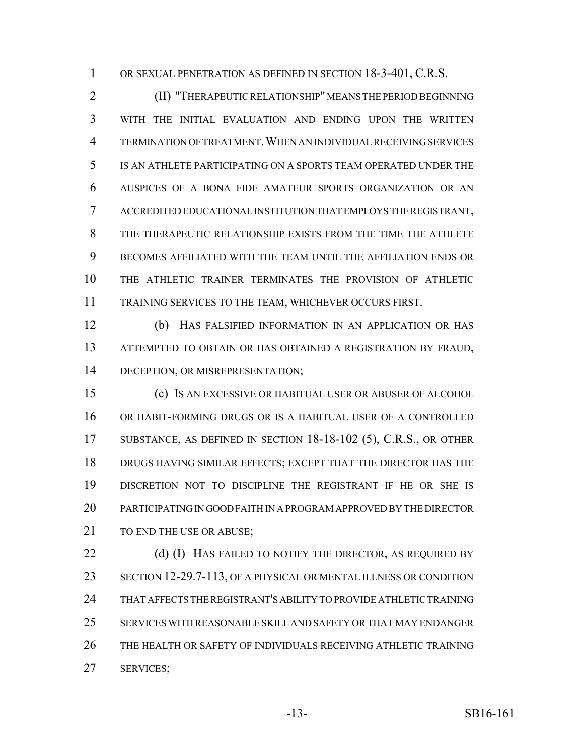OR SEXUAL PENETRATION AS DEFINED IN SECTION 18-3-401, C.R.S.

(II) "THERAPEUTIC RELATIONSHIP" MEANS THE PERIOD BEGINNING WITH THE INITIAL EVALUATION AND ENDING UPON THE WRITTEN TERMINATION OF TREATMENT. WHEN AN INDIVIDUAL RECEIVING SERVICES IS AN ATHLETE PARTICIPATING ON A SPORTS TEAM OPERATED UNDER THE AUSPICES OF A BONA FIDE AMATEUR SPORTS ORGANIZATION OR AN ACCREDITED EDUCATIONAL INSTITUTION THAT EMPLOYS THE REGISTRANT, THE THERAPEUTIC RELATIONSHIP EXISTS FROM THE TIME THE ATHLETE BECOMES AFFILIATED WITH THE TEAM UNTIL THE AFFILIATION ENDS OR THE ATHLETIC TRAINER TERMINATES THE PROVISION OF ATHLETIC TRAINING SERVICES TO THE TEAM, WHICHEVER OCCURS FIRST.

(b) HAS FALSIFIED INFORMATION IN AN APPLICATION OR HAS ATTEMPTED TO OBTAIN OR HAS OBTAINED A REGISTRATION BY FRAUD, DECEPTION, OR MISREPRESENTATION;

(c) IS AN EXCESSIVE OR HABITUAL USER OR ABUSER OF ALCOHOL OR HABIT-FORMING DRUGS OR IS A HABITUAL USER OF A CONTROLLED SUBSTANCE, AS DEFINED IN SECTION 18-18-102 (5), C.R.S., OR OTHER DRUGS HAVING SIMILAR EFFECTS; EXCEPT THAT THE DIRECTOR HAS THE DISCRETION NOT TO DISCIPLINE THE REGISTRANT IF HE OR SHE IS PARTICIPATING IN GOOD FAITH IN A PROGRAM APPROVED BY THE DIRECTOR TO END THE USE OR ABUSE;

(d) (I) HAS FAILED TO NOTIFY THE DIRECTOR, AS REQUIRED BY SECTION 12-29.7-113, OF A PHYSICAL OR MENTAL ILLNESS OR CONDITION THAT AFFECTS THE REGISTRANT'S ABILITY TO PROVIDE ATHLETIC TRAINING SERVICES WITH REASONABLE SKILL AND SAFETY OR THAT MAY ENDANGER THE HEALTH OR SAFETY OF INDIVIDUALS RECEIVING ATHLETIC TRAINING SERVICES;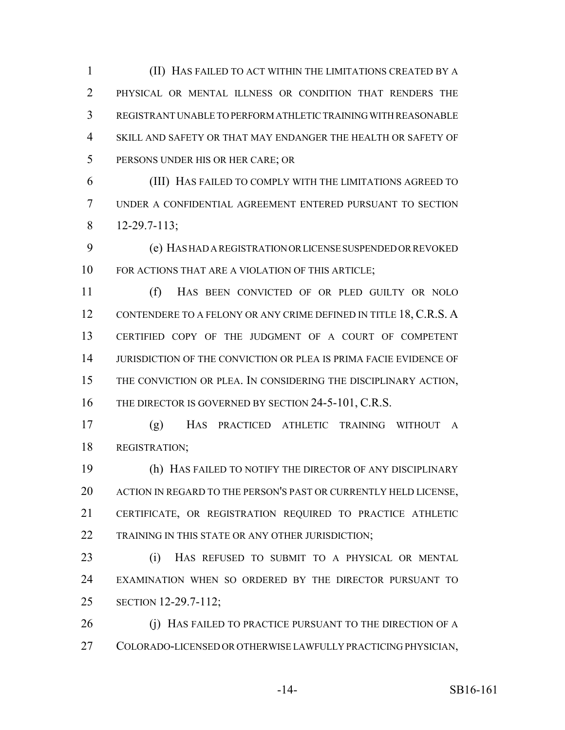(II) HAS FAILED TO ACT WITHIN THE LIMITATIONS CREATED BY A PHYSICAL OR MENTAL ILLNESS OR CONDITION THAT RENDERS THE REGISTRANT UNABLE TO PERFORM ATHLETIC TRAINING WITH REASONABLE SKILL AND SAFETY OR THAT MAY ENDANGER THE HEALTH OR SAFETY OF PERSONS UNDER HIS OR HER CARE; OR

(III) HAS FAILED TO COMPLY WITH THE LIMITATIONS AGREED TO UNDER A CONFIDENTIAL AGREEMENT ENTERED PURSUANT TO SECTION 12-29.7-113;

(e) HAS HAD A REGISTRATION OR LICENSE SUSPENDED OR REVOKED FOR ACTIONS THAT ARE A VIOLATION OF THIS ARTICLE;

(f) HAS BEEN CONVICTED OF OR PLED GUILTY OR NOLO CONTENDERE TO A FELONY OR ANY CRIME DEFINED IN TITLE 18, C.R.S. A CERTIFIED COPY OF THE JUDGMENT OF A COURT OF COMPETENT JURISDICTION OF THE CONVICTION OR PLEA IS PRIMA FACIE EVIDENCE OF THE CONVICTION OR PLEA. IN CONSIDERING THE DISCIPLINARY ACTION, THE DIRECTOR IS GOVERNED BY SECTION 24-5-101, C.R.S.

(g) HAS PRACTICED ATHLETIC TRAINING WITHOUT A REGISTRATION;

(h) HAS FAILED TO NOTIFY THE DIRECTOR OF ANY DISCIPLINARY ACTION IN REGARD TO THE PERSON'S PAST OR CURRENTLY HELD LICENSE, CERTIFICATE, OR REGISTRATION REQUIRED TO PRACTICE ATHLETIC TRAINING IN THIS STATE OR ANY OTHER JURISDICTION;

(i) HAS REFUSED TO SUBMIT TO A PHYSICAL OR MENTAL EXAMINATION WHEN SO ORDERED BY THE DIRECTOR PURSUANT TO SECTION 12-29.7-112;

(j) HAS FAILED TO PRACTICE PURSUANT TO THE DIRECTION OF A COLORADO-LICENSED OR OTHERWISE LAWFULLY PRACTICING PHYSICIAN,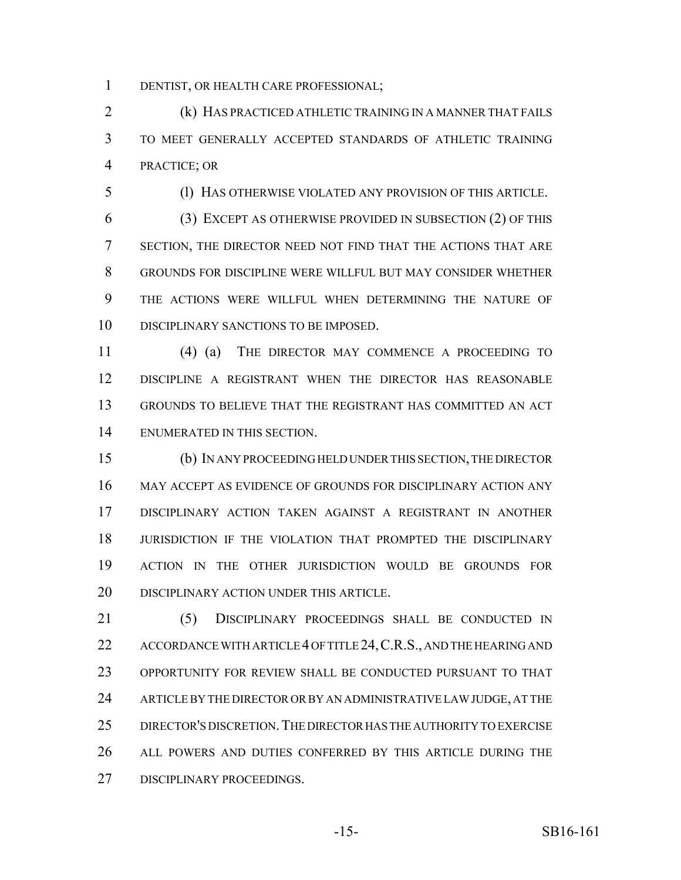DENTIST, OR HEALTH CARE PROFESSIONAL;

(k) HAS PRACTICED ATHLETIC TRAINING IN A MANNER THAT FAILS TO MEET GENERALLY ACCEPTED STANDARDS OF ATHLETIC TRAINING PRACTICE; OR

(l) HAS OTHERWISE VIOLATED ANY PROVISION OF THIS ARTICLE.

(3) EXCEPT AS OTHERWISE PROVIDED IN SUBSECTION (2) OF THIS SECTION, THE DIRECTOR NEED NOT FIND THAT THE ACTIONS THAT ARE GROUNDS FOR DISCIPLINE WERE WILLFUL BUT MAY CONSIDER WHETHER THE ACTIONS WERE WILLFUL WHEN DETERMINING THE NATURE OF DISCIPLINARY SANCTIONS TO BE IMPOSED.

(4) (a) THE DIRECTOR MAY COMMENCE A PROCEEDING TO DISCIPLINE A REGISTRANT WHEN THE DIRECTOR HAS REASONABLE GROUNDS TO BELIEVE THAT THE REGISTRANT HAS COMMITTED AN ACT ENUMERATED IN THIS SECTION.

(b) IN ANY PROCEEDING HELD UNDER THIS SECTION, THE DIRECTOR MAY ACCEPT AS EVIDENCE OF GROUNDS FOR DISCIPLINARY ACTION ANY DISCIPLINARY ACTION TAKEN AGAINST A REGISTRANT IN ANOTHER JURISDICTION IF THE VIOLATION THAT PROMPTED THE DISCIPLINARY ACTION IN THE OTHER JURISDICTION WOULD BE GROUNDS FOR DISCIPLINARY ACTION UNDER THIS ARTICLE.

(5) DISCIPLINARY PROCEEDINGS SHALL BE CONDUCTED IN ACCORDANCE WITH ARTICLE 4 OF TITLE 24, C.R.S., AND THE HEARING AND OPPORTUNITY FOR REVIEW SHALL BE CONDUCTED PURSUANT TO THAT ARTICLE BY THE DIRECTOR OR BY AN ADMINISTRATIVE LAW JUDGE, AT THE DIRECTOR'S DISCRETION. THE DIRECTOR HAS THE AUTHORITY TO EXERCISE ALL POWERS AND DUTIES CONFERRED BY THIS ARTICLE DURING THE DISCIPLINARY PROCEEDINGS.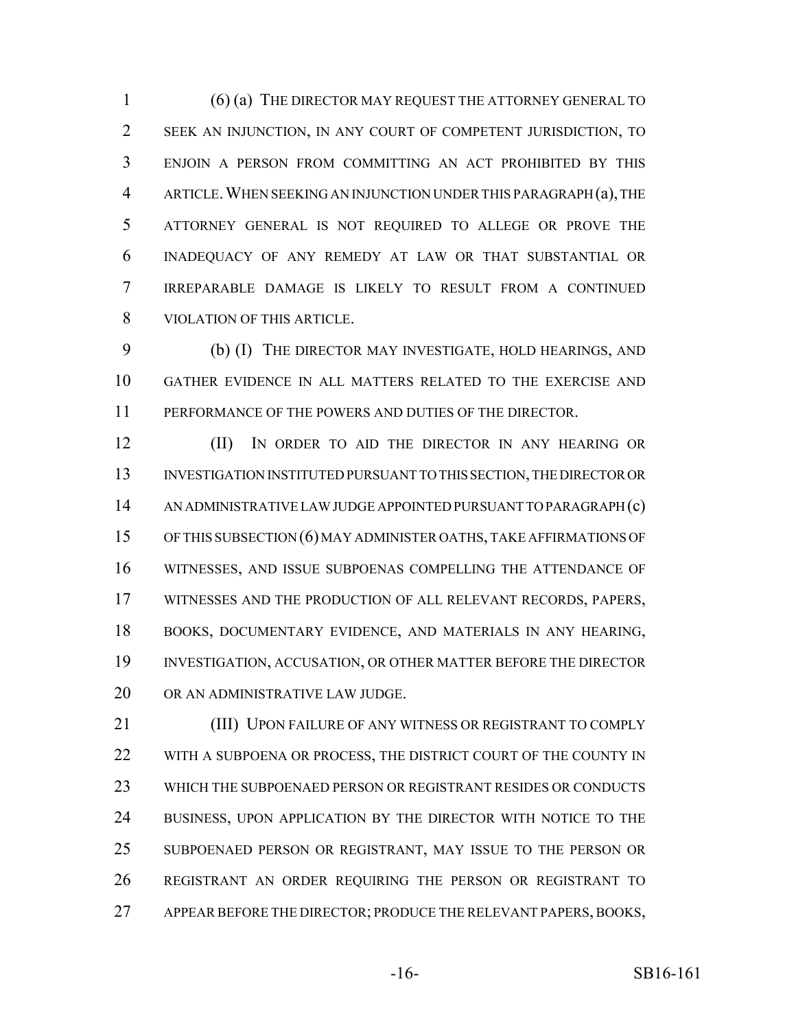(6) (a) THE DIRECTOR MAY REQUEST THE ATTORNEY GENERAL TO SEEK AN INJUNCTION, IN ANY COURT OF COMPETENT JURISDICTION, TO ENJOIN A PERSON FROM COMMITTING AN ACT PROHIBITED BY THIS ARTICLE. WHEN SEEKING AN INJUNCTION UNDER THIS PARAGRAPH (a), THE ATTORNEY GENERAL IS NOT REQUIRED TO ALLEGE OR PROVE THE INADEQUACY OF ANY REMEDY AT LAW OR THAT SUBSTANTIAL OR IRREPARABLE DAMAGE IS LIKELY TO RESULT FROM A CONTINUED VIOLATION OF THIS ARTICLE.

(b) (I) THE DIRECTOR MAY INVESTIGATE, HOLD HEARINGS, AND GATHER EVIDENCE IN ALL MATTERS RELATED TO THE EXERCISE AND PERFORMANCE OF THE POWERS AND DUTIES OF THE DIRECTOR.

(II) IN ORDER TO AID THE DIRECTOR IN ANY HEARING OR INVESTIGATION INSTITUTED PURSUANT TO THIS SECTION, THE DIRECTOR OR AN ADMINISTRATIVE LAW JUDGE APPOINTED PURSUANT TO PARAGRAPH (c) OF THIS SUBSECTION (6) MAY ADMINISTER OATHS, TAKE AFFIRMATIONS OF WITNESSES, AND ISSUE SUBPOENAS COMPELLING THE ATTENDANCE OF WITNESSES AND THE PRODUCTION OF ALL RELEVANT RECORDS, PAPERS, BOOKS, DOCUMENTARY EVIDENCE, AND MATERIALS IN ANY HEARING, INVESTIGATION, ACCUSATION, OR OTHER MATTER BEFORE THE DIRECTOR OR AN ADMINISTRATIVE LAW JUDGE.

(III) UPON FAILURE OF ANY WITNESS OR REGISTRANT TO COMPLY WITH A SUBPOENA OR PROCESS, THE DISTRICT COURT OF THE COUNTY IN WHICH THE SUBPOENAED PERSON OR REGISTRANT RESIDES OR CONDUCTS BUSINESS, UPON APPLICATION BY THE DIRECTOR WITH NOTICE TO THE SUBPOENAED PERSON OR REGISTRANT, MAY ISSUE TO THE PERSON OR REGISTRANT AN ORDER REQUIRING THE PERSON OR REGISTRANT TO APPEAR BEFORE THE DIRECTOR; PRODUCE THE RELEVANT PAPERS, BOOKS,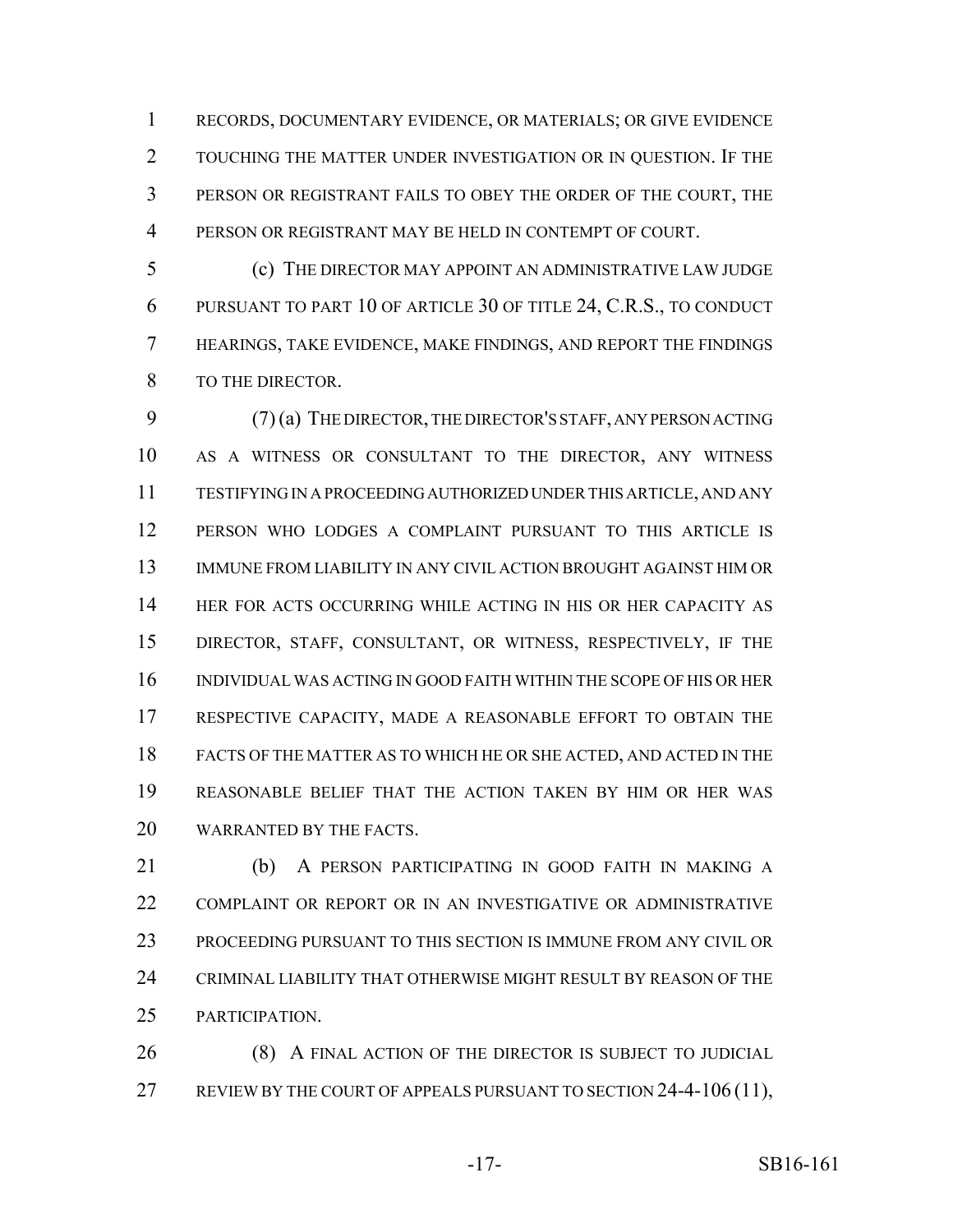RECORDS, DOCUMENTARY EVIDENCE, OR MATERIALS; OR GIVE EVIDENCE TOUCHING THE MATTER UNDER INVESTIGATION OR IN QUESTION. IF THE PERSON OR REGISTRANT FAILS TO OBEY THE ORDER OF THE COURT, THE PERSON OR REGISTRANT MAY BE HELD IN CONTEMPT OF COURT.

(c) THE DIRECTOR MAY APPOINT AN ADMINISTRATIVE LAW JUDGE PURSUANT TO PART 10 OF ARTICLE 30 OF TITLE 24, C.R.S., TO CONDUCT HEARINGS, TAKE EVIDENCE, MAKE FINDINGS, AND REPORT THE FINDINGS TO THE DIRECTOR.

(7) (a) THE DIRECTOR, THE DIRECTOR'S STAFF, ANY PERSON ACTING AS A WITNESS OR CONSULTANT TO THE DIRECTOR, ANY WITNESS TESTIFYING IN A PROCEEDING AUTHORIZED UNDER THIS ARTICLE, AND ANY PERSON WHO LODGES A COMPLAINT PURSUANT TO THIS ARTICLE IS IMMUNE FROM LIABILITY IN ANY CIVIL ACTION BROUGHT AGAINST HIM OR HER FOR ACTS OCCURRING WHILE ACTING IN HIS OR HER CAPACITY AS DIRECTOR, STAFF, CONSULTANT, OR WITNESS, RESPECTIVELY, IF THE INDIVIDUAL WAS ACTING IN GOOD FAITH WITHIN THE SCOPE OF HIS OR HER RESPECTIVE CAPACITY, MADE A REASONABLE EFFORT TO OBTAIN THE FACTS OF THE MATTER AS TO WHICH HE OR SHE ACTED, AND ACTED IN THE REASONABLE BELIEF THAT THE ACTION TAKEN BY HIM OR HER WAS WARRANTED BY THE FACTS.

(b) A PERSON PARTICIPATING IN GOOD FAITH IN MAKING A COMPLAINT OR REPORT OR IN AN INVESTIGATIVE OR ADMINISTRATIVE PROCEEDING PURSUANT TO THIS SECTION IS IMMUNE FROM ANY CIVIL OR CRIMINAL LIABILITY THAT OTHERWISE MIGHT RESULT BY REASON OF THE PARTICIPATION.

(8) A FINAL ACTION OF THE DIRECTOR IS SUBJECT TO JUDICIAL REVIEW BY THE COURT OF APPEALS PURSUANT TO SECTION 24-4-106 (11),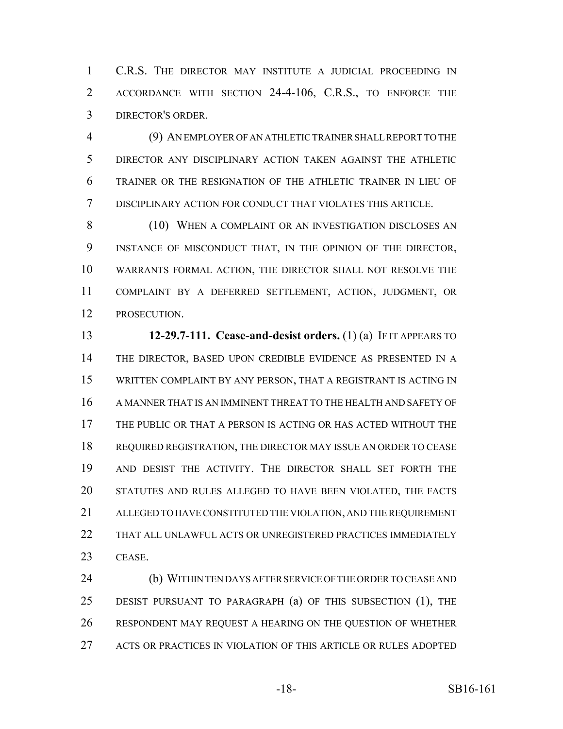C.R.S. THE DIRECTOR MAY INSTITUTE A JUDICIAL PROCEEDING IN ACCORDANCE WITH SECTION 24-4-106, C.R.S., TO ENFORCE THE DIRECTOR'S ORDER.

(9) AN EMPLOYER OF AN ATHLETIC TRAINER SHALL REPORT TO THE DIRECTOR ANY DISCIPLINARY ACTION TAKEN AGAINST THE ATHLETIC TRAINER OR THE RESIGNATION OF THE ATHLETIC TRAINER IN LIEU OF DISCIPLINARY ACTION FOR CONDUCT THAT VIOLATES THIS ARTICLE.

(10) WHEN A COMPLAINT OR AN INVESTIGATION DISCLOSES AN INSTANCE OF MISCONDUCT THAT, IN THE OPINION OF THE DIRECTOR, WARRANTS FORMAL ACTION, THE DIRECTOR SHALL NOT RESOLVE THE COMPLAINT BY A DEFERRED SETTLEMENT, ACTION, JUDGMENT, OR PROSECUTION.

**12-29.7-111. Cease-and-desist orders.** (1) (a) IF IT APPEARS TO THE DIRECTOR, BASED UPON CREDIBLE EVIDENCE AS PRESENTED IN A WRITTEN COMPLAINT BY ANY PERSON, THAT A REGISTRANT IS ACTING IN A MANNER THAT IS AN IMMINENT THREAT TO THE HEALTH AND SAFETY OF THE PUBLIC OR THAT A PERSON IS ACTING OR HAS ACTED WITHOUT THE REQUIRED REGISTRATION, THE DIRECTOR MAY ISSUE AN ORDER TO CEASE AND DESIST THE ACTIVITY. THE DIRECTOR SHALL SET FORTH THE STATUTES AND RULES ALLEGED TO HAVE BEEN VIOLATED, THE FACTS ALLEGED TO HAVE CONSTITUTED THE VIOLATION, AND THE REQUIREMENT THAT ALL UNLAWFUL ACTS OR UNREGISTERED PRACTICES IMMEDIATELY CEASE.

(b) WITHIN TEN DAYS AFTER SERVICE OF THE ORDER TO CEASE AND DESIST PURSUANT TO PARAGRAPH (a) OF THIS SUBSECTION (1), THE RESPONDENT MAY REQUEST A HEARING ON THE QUESTION OF WHETHER ACTS OR PRACTICES IN VIOLATION OF THIS ARTICLE OR RULES ADOPTED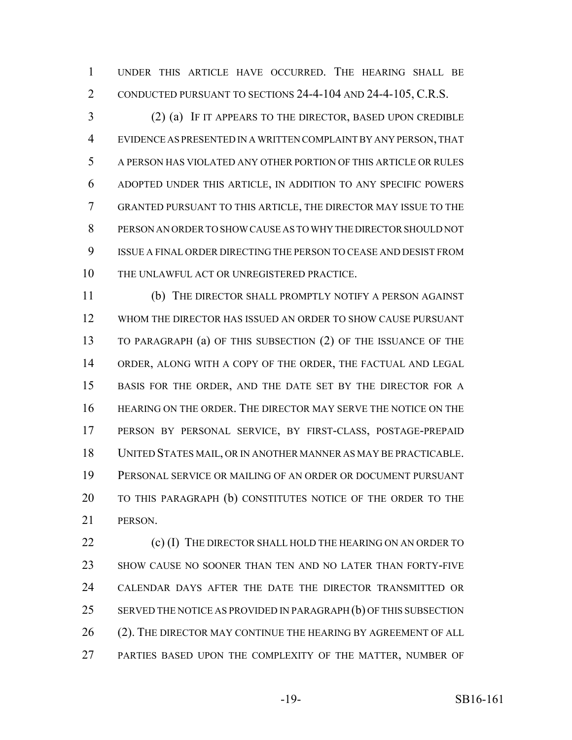UNDER THIS ARTICLE HAVE OCCURRED. THE HEARING SHALL BE CONDUCTED PURSUANT TO SECTIONS 24-4-104 AND 24-4-105, C.R.S.

(2) (a) IF IT APPEARS TO THE DIRECTOR, BASED UPON CREDIBLE EVIDENCE AS PRESENTED IN A WRITTEN COMPLAINT BY ANY PERSON, THAT A PERSON HAS VIOLATED ANY OTHER PORTION OF THIS ARTICLE OR RULES ADOPTED UNDER THIS ARTICLE, IN ADDITION TO ANY SPECIFIC POWERS GRANTED PURSUANT TO THIS ARTICLE, THE DIRECTOR MAY ISSUE TO THE PERSON AN ORDER TO SHOW CAUSE AS TO WHY THE DIRECTOR SHOULD NOT ISSUE A FINAL ORDER DIRECTING THE PERSON TO CEASE AND DESIST FROM THE UNLAWFUL ACT OR UNREGISTERED PRACTICE.

(b) THE DIRECTOR SHALL PROMPTLY NOTIFY A PERSON AGAINST WHOM THE DIRECTOR HAS ISSUED AN ORDER TO SHOW CAUSE PURSUANT TO PARAGRAPH (a) OF THIS SUBSECTION (2) OF THE ISSUANCE OF THE ORDER, ALONG WITH A COPY OF THE ORDER, THE FACTUAL AND LEGAL BASIS FOR THE ORDER, AND THE DATE SET BY THE DIRECTOR FOR A HEARING ON THE ORDER. THE DIRECTOR MAY SERVE THE NOTICE ON THE PERSON BY PERSONAL SERVICE, BY FIRST-CLASS, POSTAGE-PREPAID UNITED STATES MAIL, OR IN ANOTHER MANNER AS MAY BE PRACTICABLE. PERSONAL SERVICE OR MAILING OF AN ORDER OR DOCUMENT PURSUANT TO THIS PARAGRAPH (b) CONSTITUTES NOTICE OF THE ORDER TO THE PERSON.

(c) (I) THE DIRECTOR SHALL HOLD THE HEARING ON AN ORDER TO SHOW CAUSE NO SOONER THAN TEN AND NO LATER THAN FORTY-FIVE CALENDAR DAYS AFTER THE DATE THE DIRECTOR TRANSMITTED OR SERVED THE NOTICE AS PROVIDED IN PARAGRAPH (b) OF THIS SUBSECTION (2). THE DIRECTOR MAY CONTINUE THE HEARING BY AGREEMENT OF ALL PARTIES BASED UPON THE COMPLEXITY OF THE MATTER, NUMBER OF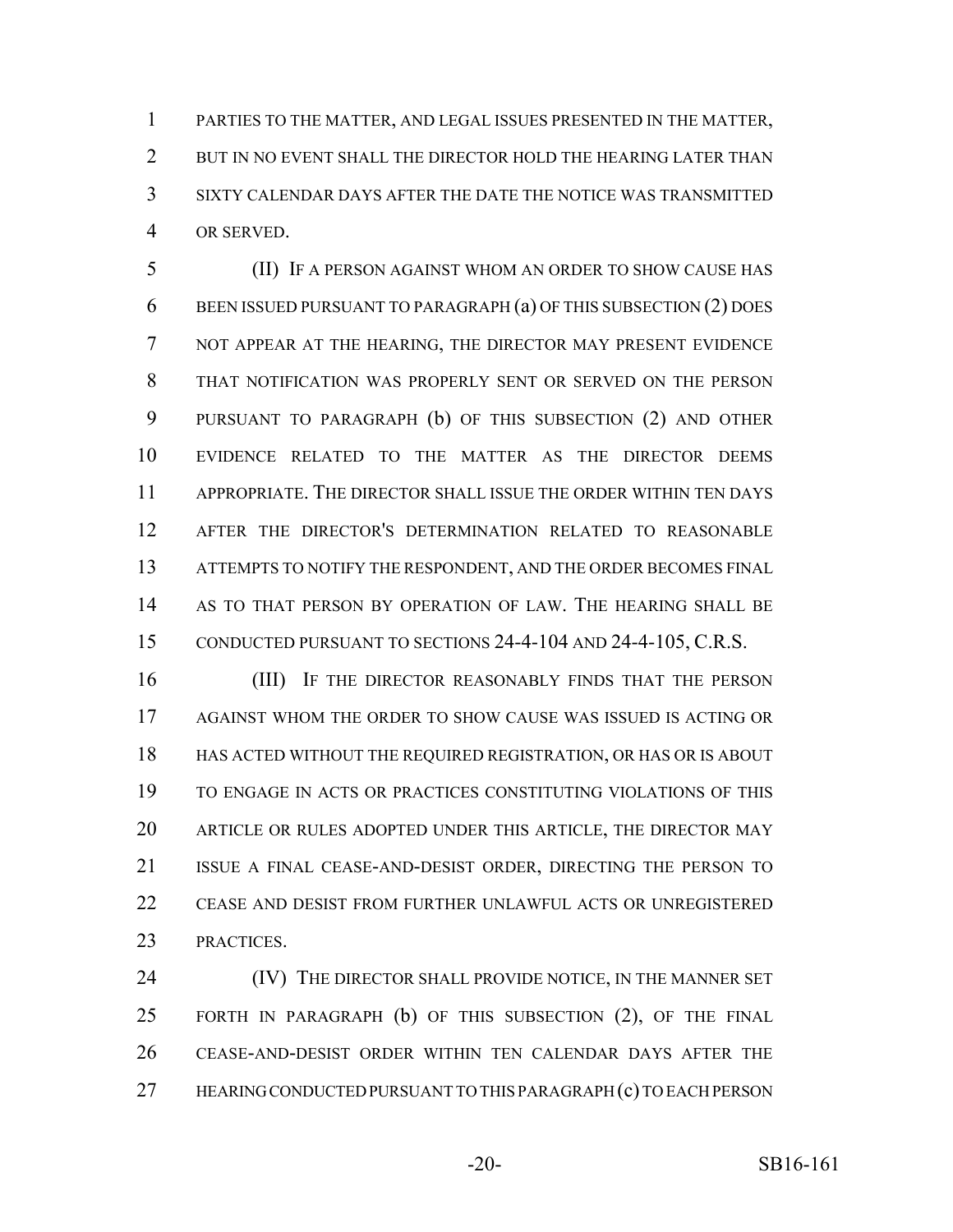PARTIES TO THE MATTER, AND LEGAL ISSUES PRESENTED IN THE MATTER, BUT IN NO EVENT SHALL THE DIRECTOR HOLD THE HEARING LATER THAN SIXTY CALENDAR DAYS AFTER THE DATE THE NOTICE WAS TRANSMITTED OR SERVED.

(II) IF A PERSON AGAINST WHOM AN ORDER TO SHOW CAUSE HAS BEEN ISSUED PURSUANT TO PARAGRAPH (a) OF THIS SUBSECTION (2) DOES NOT APPEAR AT THE HEARING, THE DIRECTOR MAY PRESENT EVIDENCE THAT NOTIFICATION WAS PROPERLY SENT OR SERVED ON THE PERSON PURSUANT TO PARAGRAPH (b) OF THIS SUBSECTION (2) AND OTHER EVIDENCE RELATED TO THE MATTER AS THE DIRECTOR DEEMS APPROPRIATE. THE DIRECTOR SHALL ISSUE THE ORDER WITHIN TEN DAYS AFTER THE DIRECTOR'S DETERMINATION RELATED TO REASONABLE ATTEMPTS TO NOTIFY THE RESPONDENT, AND THE ORDER BECOMES FINAL AS TO THAT PERSON BY OPERATION OF LAW. THE HEARING SHALL BE CONDUCTED PURSUANT TO SECTIONS 24-4-104 AND 24-4-105, C.R.S.

(III) IF THE DIRECTOR REASONABLY FINDS THAT THE PERSON AGAINST WHOM THE ORDER TO SHOW CAUSE WAS ISSUED IS ACTING OR HAS ACTED WITHOUT THE REQUIRED REGISTRATION, OR HAS OR IS ABOUT TO ENGAGE IN ACTS OR PRACTICES CONSTITUTING VIOLATIONS OF THIS ARTICLE OR RULES ADOPTED UNDER THIS ARTICLE, THE DIRECTOR MAY ISSUE A FINAL CEASE-AND-DESIST ORDER, DIRECTING THE PERSON TO CEASE AND DESIST FROM FURTHER UNLAWFUL ACTS OR UNREGISTERED PRACTICES.

(IV) THE DIRECTOR SHALL PROVIDE NOTICE, IN THE MANNER SET FORTH IN PARAGRAPH (b) OF THIS SUBSECTION (2), OF THE FINAL CEASE-AND-DESIST ORDER WITHIN TEN CALENDAR DAYS AFTER THE HEARING CONDUCTED PURSUANT TO THIS PARAGRAPH (c) TO EACH PERSON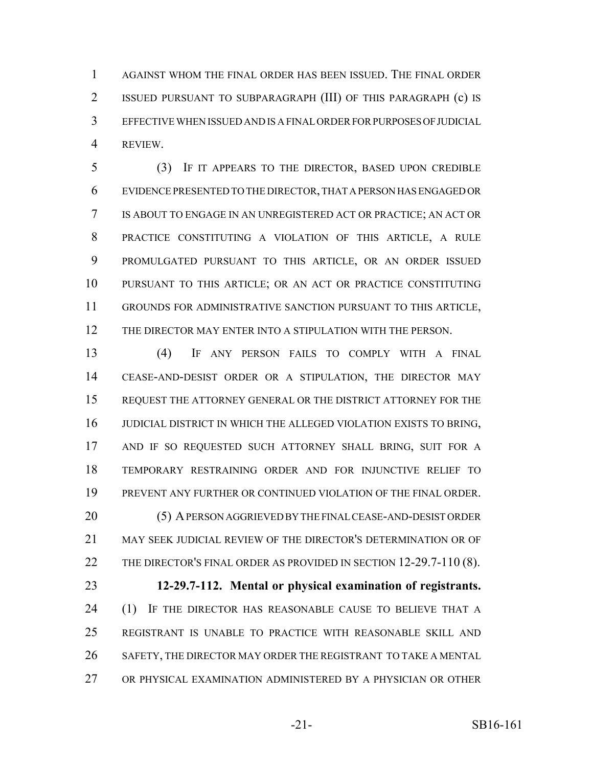AGAINST WHOM THE FINAL ORDER HAS BEEN ISSUED. THE FINAL ORDER ISSUED PURSUANT TO SUBPARAGRAPH (III) OF THIS PARAGRAPH (c) IS EFFECTIVE WHEN ISSUED AND IS A FINAL ORDER FOR PURPOSES OF JUDICIAL REVIEW.

(3) IF IT APPEARS TO THE DIRECTOR, BASED UPON CREDIBLE EVIDENCE PRESENTED TO THE DIRECTOR, THAT A PERSON HAS ENGAGED OR IS ABOUT TO ENGAGE IN AN UNREGISTERED ACT OR PRACTICE; AN ACT OR PRACTICE CONSTITUTING A VIOLATION OF THIS ARTICLE, A RULE PROMULGATED PURSUANT TO THIS ARTICLE, OR AN ORDER ISSUED PURSUANT TO THIS ARTICLE; OR AN ACT OR PRACTICE CONSTITUTING GROUNDS FOR ADMINISTRATIVE SANCTION PURSUANT TO THIS ARTICLE, THE DIRECTOR MAY ENTER INTO A STIPULATION WITH THE PERSON.

(4) IF ANY PERSON FAILS TO COMPLY WITH A FINAL CEASE-AND-DESIST ORDER OR A STIPULATION, THE DIRECTOR MAY REQUEST THE ATTORNEY GENERAL OR THE DISTRICT ATTORNEY FOR THE JUDICIAL DISTRICT IN WHICH THE ALLEGED VIOLATION EXISTS TO BRING, AND IF SO REQUESTED SUCH ATTORNEY SHALL BRING, SUIT FOR A TEMPORARY RESTRAINING ORDER AND FOR INJUNCTIVE RELIEF TO PREVENT ANY FURTHER OR CONTINUED VIOLATION OF THE FINAL ORDER.

(5) A PERSON AGGRIEVED BY THE FINAL CEASE-AND-DESIST ORDER MAY SEEK JUDICIAL REVIEW OF THE DIRECTOR'S DETERMINATION OR OF THE DIRECTOR'S FINAL ORDER AS PROVIDED IN SECTION 12-29.7-110 (8).

**12-29.7-112. Mental or physical examination of registrants.** (1) IF THE DIRECTOR HAS REASONABLE CAUSE TO BELIEVE THAT A REGISTRANT IS UNABLE TO PRACTICE WITH REASONABLE SKILL AND SAFETY, THE DIRECTOR MAY ORDER THE REGISTRANT TO TAKE A MENTAL OR PHYSICAL EXAMINATION ADMINISTERED BY A PHYSICIAN OR OTHER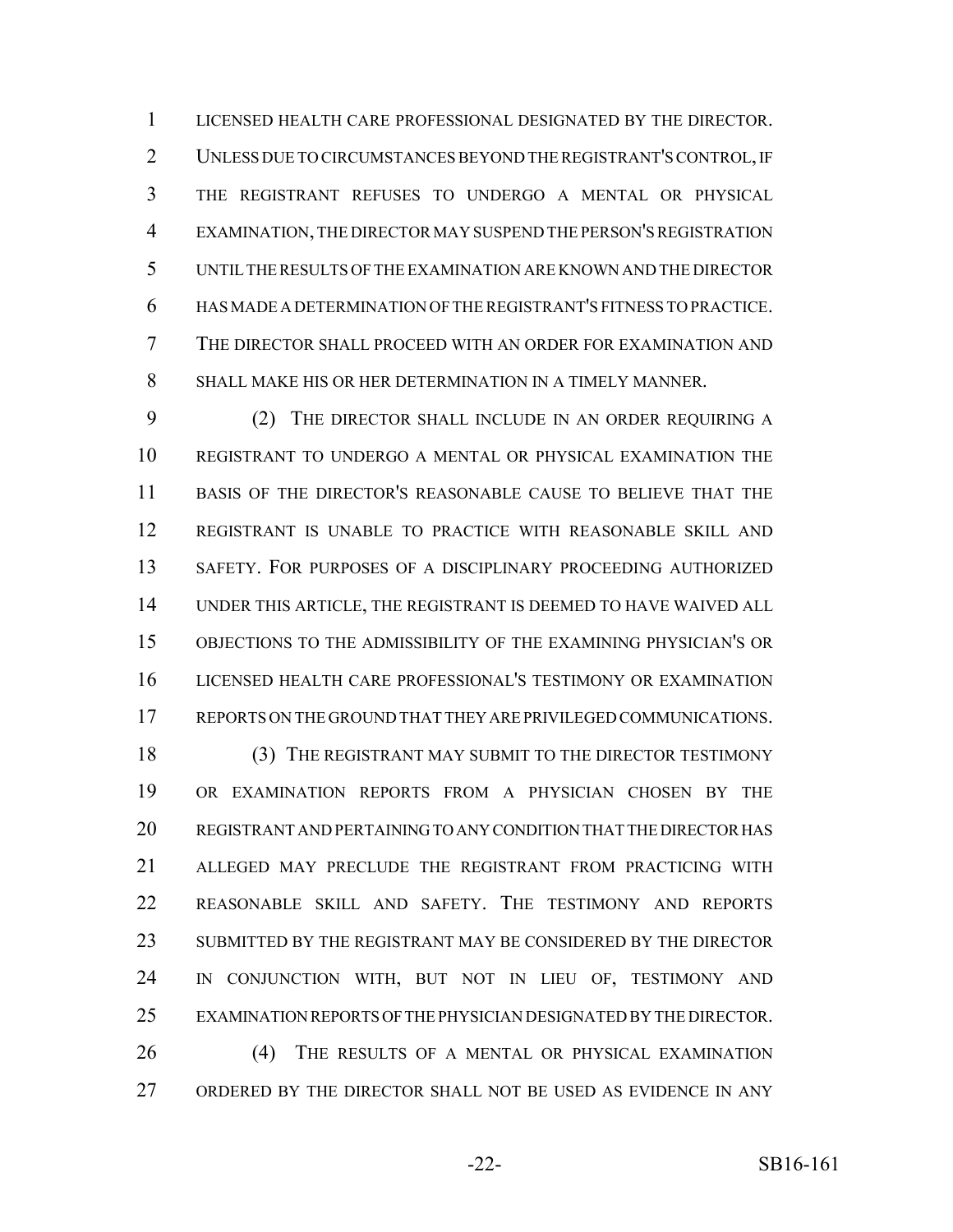LICENSED HEALTH CARE PROFESSIONAL DESIGNATED BY THE DIRECTOR. UNLESS DUE TO CIRCUMSTANCES BEYOND THE REGISTRANT'S CONTROL, IF THE REGISTRANT REFUSES TO UNDERGO A MENTAL OR PHYSICAL EXAMINATION, THE DIRECTOR MAY SUSPEND THE PERSON'S REGISTRATION UNTIL THE RESULTS OF THE EXAMINATION ARE KNOWN AND THE DIRECTOR HAS MADE A DETERMINATION OF THE REGISTRANT'S FITNESS TO PRACTICE. THE DIRECTOR SHALL PROCEED WITH AN ORDER FOR EXAMINATION AND SHALL MAKE HIS OR HER DETERMINATION IN A TIMELY MANNER.

(2) THE DIRECTOR SHALL INCLUDE IN AN ORDER REQUIRING A REGISTRANT TO UNDERGO A MENTAL OR PHYSICAL EXAMINATION THE BASIS OF THE DIRECTOR'S REASONABLE CAUSE TO BELIEVE THAT THE REGISTRANT IS UNABLE TO PRACTICE WITH REASONABLE SKILL AND SAFETY. FOR PURPOSES OF A DISCIPLINARY PROCEEDING AUTHORIZED UNDER THIS ARTICLE, THE REGISTRANT IS DEEMED TO HAVE WAIVED ALL OBJECTIONS TO THE ADMISSIBILITY OF THE EXAMINING PHYSICIAN'S OR LICENSED HEALTH CARE PROFESSIONAL'S TESTIMONY OR EXAMINATION REPORTS ON THE GROUND THAT THEY ARE PRIVILEGED COMMUNICATIONS.

(3) THE REGISTRANT MAY SUBMIT TO THE DIRECTOR TESTIMONY OR EXAMINATION REPORTS FROM A PHYSICIAN CHOSEN BY THE REGISTRANT AND PERTAINING TO ANY CONDITION THAT THE DIRECTOR HAS ALLEGED MAY PRECLUDE THE REGISTRANT FROM PRACTICING WITH REASONABLE SKILL AND SAFETY. THE TESTIMONY AND REPORTS SUBMITTED BY THE REGISTRANT MAY BE CONSIDERED BY THE DIRECTOR IN CONJUNCTION WITH, BUT NOT IN LIEU OF, TESTIMONY AND EXAMINATION REPORTS OF THE PHYSICIAN DESIGNATED BY THE DIRECTOR.

(4) THE RESULTS OF A MENTAL OR PHYSICAL EXAMINATION ORDERED BY THE DIRECTOR SHALL NOT BE USED AS EVIDENCE IN ANY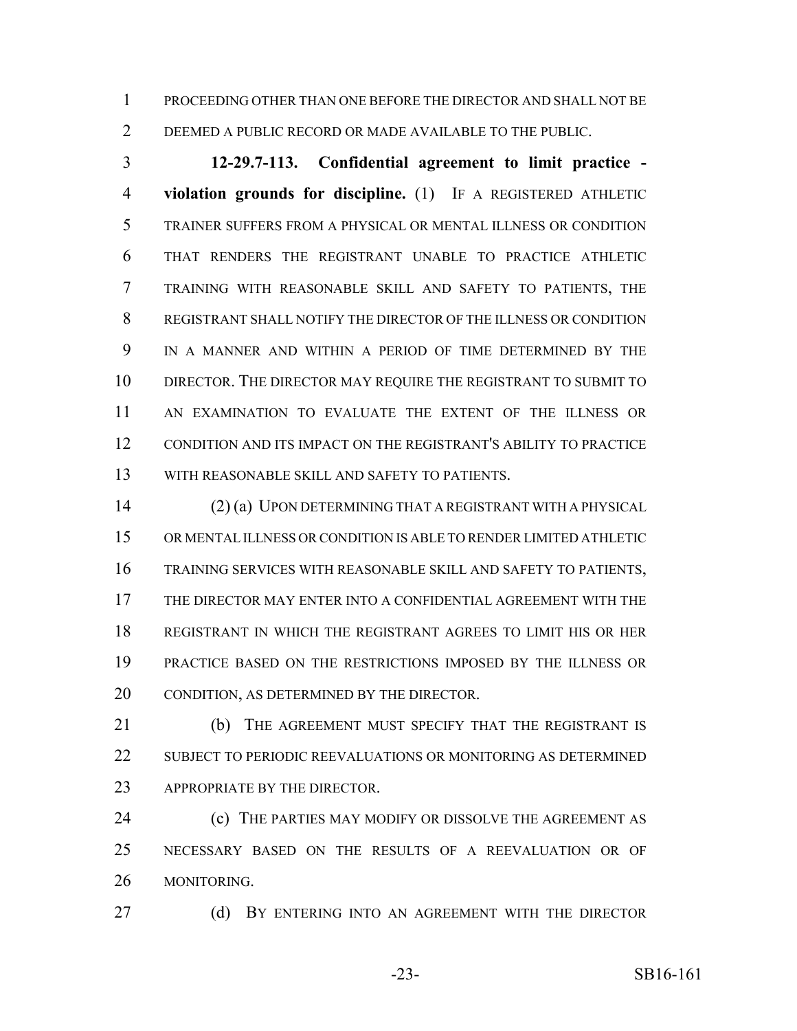PROCEEDING OTHER THAN ONE BEFORE THE DIRECTOR AND SHALL NOT BE DEEMED A PUBLIC RECORD OR MADE AVAILABLE TO THE PUBLIC.

**12-29.7-113. Confidential agreement to limit practice - violation grounds for discipline.** (1) IF A REGISTERED ATHLETIC TRAINER SUFFERS FROM A PHYSICAL OR MENTAL ILLNESS OR CONDITION THAT RENDERS THE REGISTRANT UNABLE TO PRACTICE ATHLETIC TRAINING WITH REASONABLE SKILL AND SAFETY TO PATIENTS, THE REGISTRANT SHALL NOTIFY THE DIRECTOR OF THE ILLNESS OR CONDITION IN A MANNER AND WITHIN A PERIOD OF TIME DETERMINED BY THE DIRECTOR. THE DIRECTOR MAY REQUIRE THE REGISTRANT TO SUBMIT TO AN EXAMINATION TO EVALUATE THE EXTENT OF THE ILLNESS OR CONDITION AND ITS IMPACT ON THE REGISTRANT'S ABILITY TO PRACTICE WITH REASONABLE SKILL AND SAFETY TO PATIENTS.

(2) (a) UPON DETERMINING THAT A REGISTRANT WITH A PHYSICAL OR MENTAL ILLNESS OR CONDITION IS ABLE TO RENDER LIMITED ATHLETIC TRAINING SERVICES WITH REASONABLE SKILL AND SAFETY TO PATIENTS, THE DIRECTOR MAY ENTER INTO A CONFIDENTIAL AGREEMENT WITH THE REGISTRANT IN WHICH THE REGISTRANT AGREES TO LIMIT HIS OR HER PRACTICE BASED ON THE RESTRICTIONS IMPOSED BY THE ILLNESS OR CONDITION, AS DETERMINED BY THE DIRECTOR.

(b) THE AGREEMENT MUST SPECIFY THAT THE REGISTRANT IS SUBJECT TO PERIODIC REEVALUATIONS OR MONITORING AS DETERMINED APPROPRIATE BY THE DIRECTOR.

(c) THE PARTIES MAY MODIFY OR DISSOLVE THE AGREEMENT AS NECESSARY BASED ON THE RESULTS OF A REEVALUATION OR OF MONITORING.

(d) BY ENTERING INTO AN AGREEMENT WITH THE DIRECTOR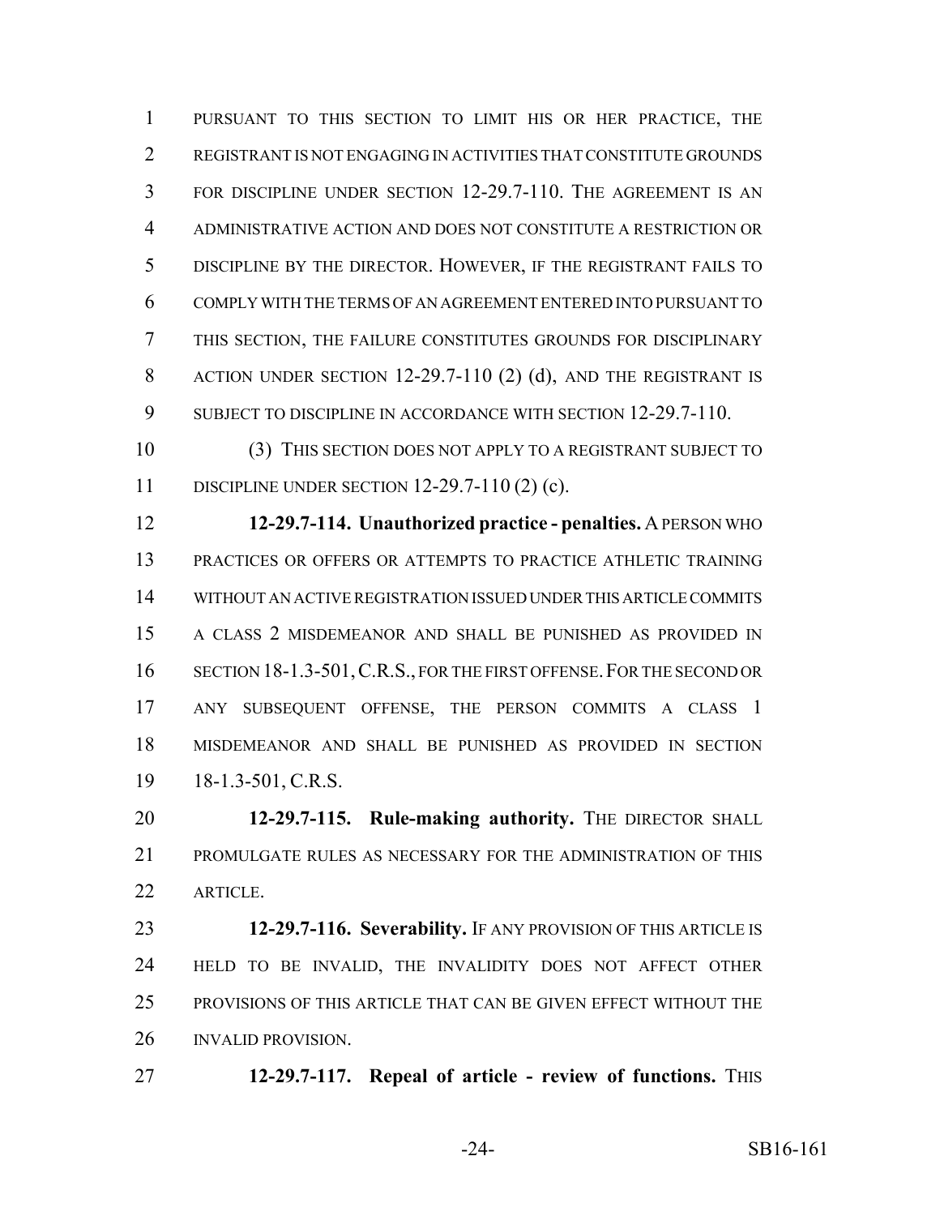PURSUANT TO THIS SECTION TO LIMIT HIS OR HER PRACTICE, THE REGISTRANT IS NOT ENGAGING IN ACTIVITIES THAT CONSTITUTE GROUNDS FOR DISCIPLINE UNDER SECTION 12-29.7-110. THE AGREEMENT IS AN ADMINISTRATIVE ACTION AND DOES NOT CONSTITUTE A RESTRICTION OR DISCIPLINE BY THE DIRECTOR. HOWEVER, IF THE REGISTRANT FAILS TO COMPLY WITH THE TERMS OF AN AGREEMENT ENTERED INTO PURSUANT TO THIS SECTION, THE FAILURE CONSTITUTES GROUNDS FOR DISCIPLINARY ACTION UNDER SECTION 12-29.7-110 (2) (d), AND THE REGISTRANT IS SUBJECT TO DISCIPLINE IN ACCORDANCE WITH SECTION 12-29.7-110.

(3) THIS SECTION DOES NOT APPLY TO A REGISTRANT SUBJECT TO DISCIPLINE UNDER SECTION 12-29.7-110 (2) (c).

**12-29.7-114. Unauthorized practice - penalties.** A PERSON WHO PRACTICES OR OFFERS OR ATTEMPTS TO PRACTICE ATHLETIC TRAINING WITHOUT AN ACTIVE REGISTRATION ISSUED UNDER THIS ARTICLE COMMITS A CLASS 2 MISDEMEANOR AND SHALL BE PUNISHED AS PROVIDED IN SECTION 18-1.3-501, C.R.S., FOR THE FIRST OFFENSE. FOR THE SECOND OR ANY SUBSEQUENT OFFENSE, THE PERSON COMMITS A CLASS 1 MISDEMEANOR AND SHALL BE PUNISHED AS PROVIDED IN SECTION 18-1.3-501, C.R.S.

**12-29.7-115. Rule-making authority.** THE DIRECTOR SHALL PROMULGATE RULES AS NECESSARY FOR THE ADMINISTRATION OF THIS ARTICLE.

**12-29.7-116. Severability.** IF ANY PROVISION OF THIS ARTICLE IS HELD TO BE INVALID, THE INVALIDITY DOES NOT AFFECT OTHER PROVISIONS OF THIS ARTICLE THAT CAN BE GIVEN EFFECT WITHOUT THE INVALID PROVISION.

**12-29.7-117. Repeal of article - review of functions.** THIS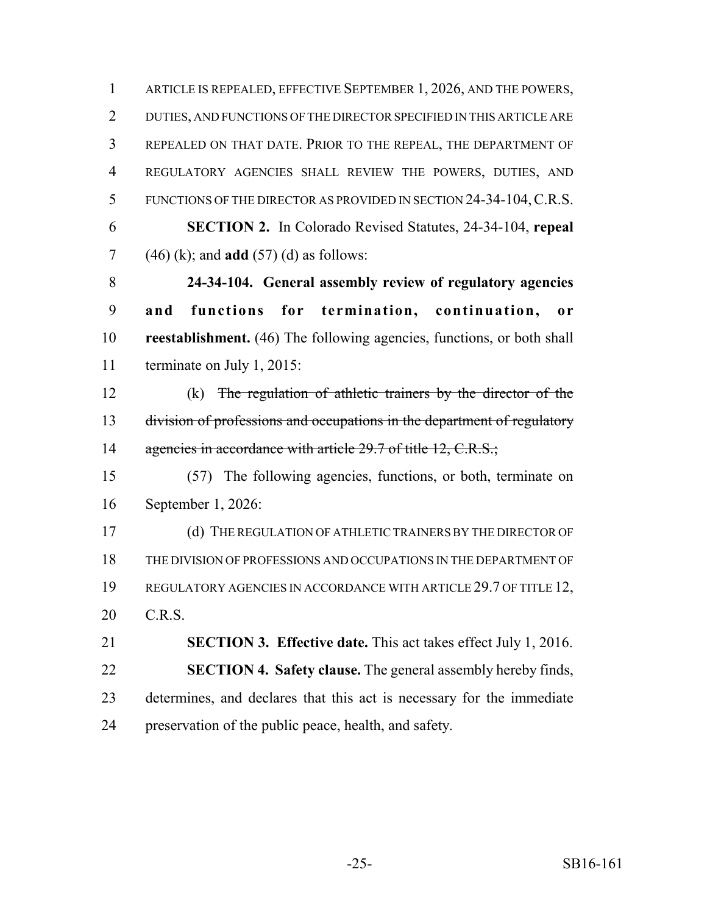ARTICLE IS REPEALED, EFFECTIVE SEPTEMBER 1, 2026, AND THE POWERS, DUTIES, AND FUNCTIONS OF THE DIRECTOR SPECIFIED IN THIS ARTICLE ARE REPEALED ON THAT DATE. PRIOR TO THE REPEAL, THE DEPARTMENT OF REGULATORY AGENCIES SHALL REVIEW THE POWERS, DUTIES, AND FUNCTIONS OF THE DIRECTOR AS PROVIDED IN SECTION 24-34-104, C.R.S.

**SECTION 2.** In Colorado Revised Statutes, 24-34-104, **repeal** (46) (k); and **add** (57) (d) as follows:

**24-34-104. General assembly review of regulatory agencies and functions for termination, continuation, or reestablishment.** (46) The following agencies, functions, or both shall terminate on July 1, 2015:

(k) ~~The regulation of athletic trainers by the director of the division of professions and occupations in the department of regulatory agencies in accordance with article 29.7 of title 12, C.R.S.;~~

(57) The following agencies, functions, or both, terminate on September 1, 2026:

(d) THE REGULATION OF ATHLETIC TRAINERS BY THE DIRECTOR OF THE DIVISION OF PROFESSIONS AND OCCUPATIONS IN THE DEPARTMENT OF REGULATORY AGENCIES IN ACCORDANCE WITH ARTICLE 29.7 OF TITLE 12, C.R.S.

**SECTION 3. Effective date.** This act takes effect July 1, 2016.

**SECTION 4. Safety clause.** The general assembly hereby finds, determines, and declares that this act is necessary for the immediate preservation of the public peace, health, and safety.